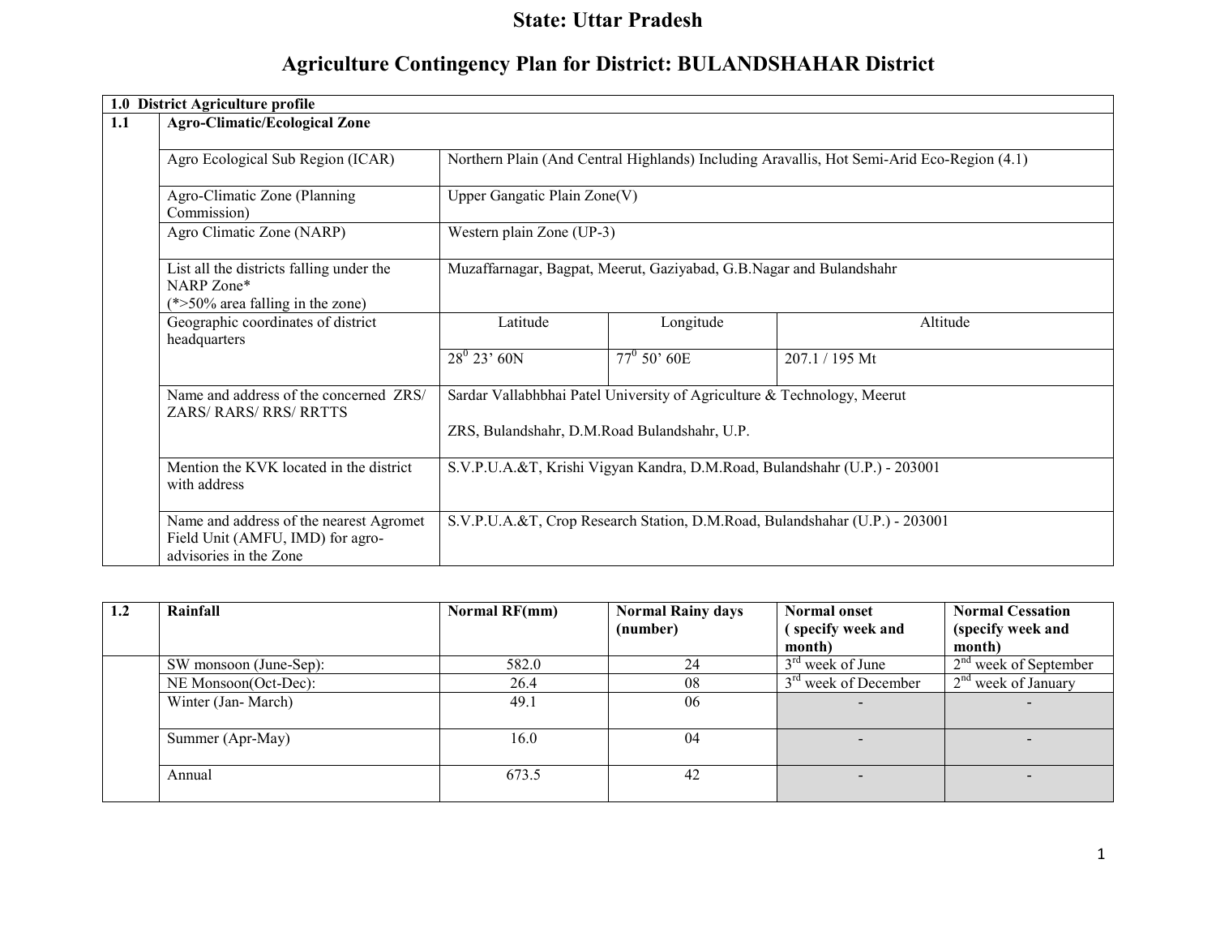# State: Uttar Pradesh

## Agriculture Contingency Plan for District: BULANDSHAHAR District

| **1.0 District Agriculture profile** | | | | |
|---|---|---|---|---|
| **1.1** | **Agro-Climatic/Ecological Zone** | | | |
| | Agro Ecological Sub Region (ICAR) | Northern Plain (And Central Highlands) Including Aravallis, Hot Semi-Arid Eco-Region (4.1) | | |
| | Agro-Climatic Zone (Planning Commission) | Upper Gangatic Plain Zone(V) | | |
| | Agro Climatic Zone (NARP) | Western plain Zone (UP-3) | | |
| | List all the districts falling under the NARP Zone* (*>50% area falling in the zone) | Muzaffarnagar, Bagpat, Meerut, Gaziyabad, G.B.Nagar and Bulandshahr | | |
| | Geographic coordinates of district headquarters | Latitude | Longitude | Altitude |
| | | $28^0$ 23' 60N | $77^0$ 50' 60E | 207.1 / 195 Mt |
| | Name and address of the concerned ZRS/ ZARS/ RARS/ RRS/ RRTTS | Sardar Vallabhbhai Patel University of Agriculture & Technology, Meerut<br><br>ZRS, Bulandshahr, D.M.Road Bulandshahr, U.P. | | |
| | Mention the KVK located in the district with address | S.V.P.U.A.&T, Krishi Vigyan Kandra, D.M.Road, Bulandshahr (U.P.) - 203001 | | |
| | Name and address of the nearest Agromet Field Unit (AMFU, IMD) for agro-advisories in the Zone | S.V.P.U.A.&T, Crop Research Station, D.M.Road, Bulandshahar (U.P.) - 203001 | | |

| **1.2** | **Rainfall** | **Normal RF(mm)** | **Normal Rainy days (number)** | **Normal onset ( specify week and month)** | **Normal Cessation (specify week and month)** |
|---|---|---|---|---|---|
| | SW monsoon (June-Sep): | 582.0 | 24 | 3rd week of June | 2nd week of September |
| | NE Monsoon(Oct-Dec): | 26.4 | 08 | 3rd week of December | 2nd week of January |
| | Winter (Jan- March) | 49.1 | 06 | - | - |
| | Summer (Apr-May) | 16.0 | 04 | - | - |
| | Annual | 673.5 | 42 | - | - |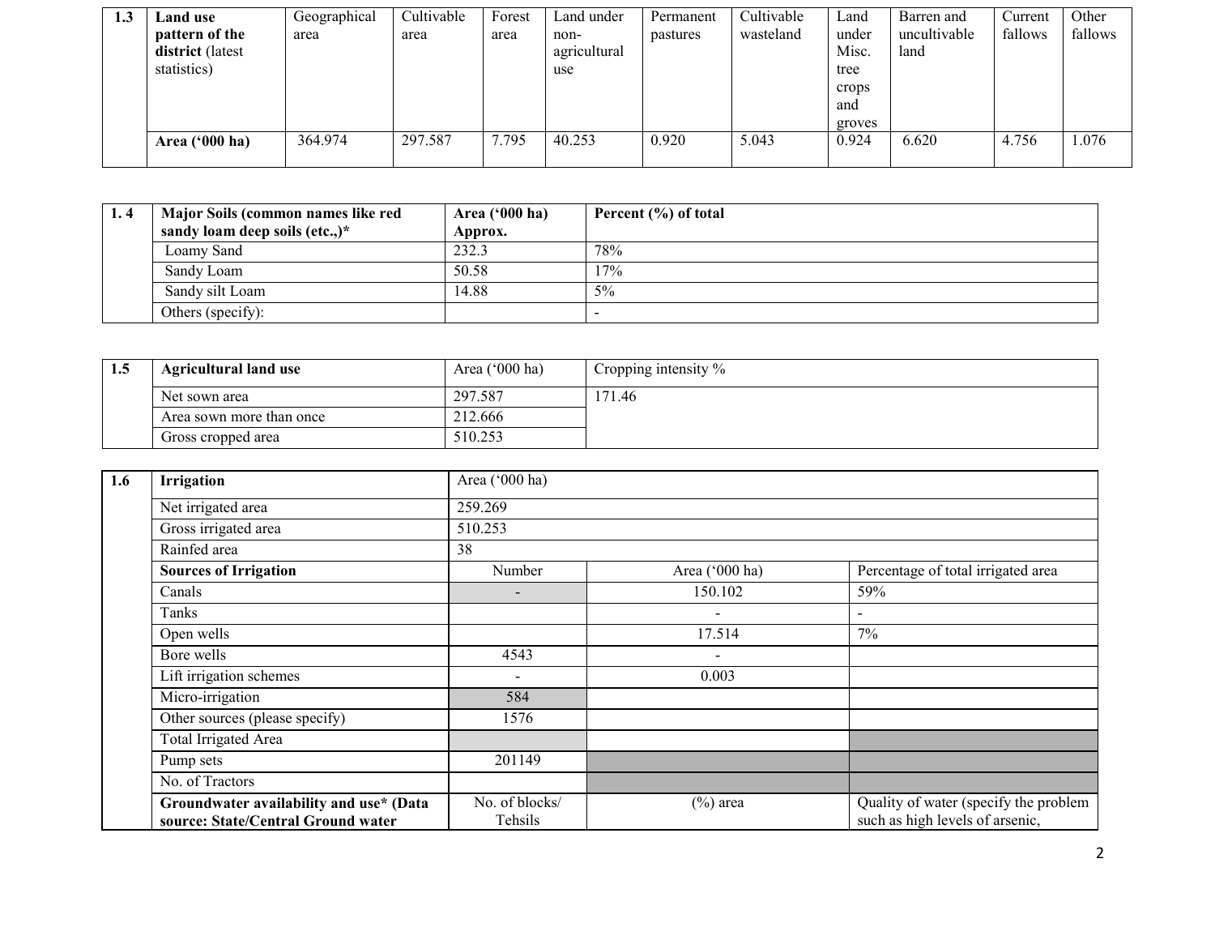| 1.3 | Land use pattern of the district (latest statistics) | Geographical area | Cultivable area | Forest area | Land under non-agricultural use | Permanent pastures | Cultivable wasteland | Land under Misc. tree crops and groves | Barren and uncultivable land | Current fallows | Other fallows |
|---|---|---|---|---|---|---|---|---|---|---|---|
| | **Area ('000 ha)** | 364.974 | 297.587 | 7.795 | 40.253 | 0.920 | 5.043 | 0.924 | 6.620 | 4.756 | 1.076 |

| 1. 4 | Major Soils (common names like red sandy loam deep soils (etc.,)* | Area ('000 ha) Approx. | Percent (%) of total |
|---|---|---|---|
| | Loamy Sand | 232.3 | 78% |
| | Sandy Loam | 50.58 | 17% |
| | Sandy silt Loam | 14.88 | 5% |
| | Others (specify): | | - |

| 1.5 | Agricultural land use | Area ('000 ha) | Cropping intensity % |
|---|---|---|---|
| | Net sown area | 297.587 | 171.46 |
| | Area sown more than once | 212.666 | |
| | Gross cropped area | 510.253 | |

| 1.6 | Irrigation | Area ('000 ha) | | |
|---|---|---|---|---|
| | Net irrigated area | 259.269 | | |
| | Gross irrigated area | 510.253 | | |
| | Rainfed area | 38 | | |
| | **Sources of Irrigation** | Number | Area ('000 ha) | Percentage of total irrigated area |
| | Canals | - | 150.102 | 59% |
| | Tanks | | - | - |
| | Open wells | | 17.514 | 7% |
| | Bore wells | 4543 | - | |
| | Lift irrigation schemes | - | 0.003 | |
| | Micro-irrigation | 584 | | |
| | Other sources (please specify) | 1576 | | |
| | Total Irrigated Area | | | |
| | Pump sets | 201149 | | |
| | No. of Tractors | | | |
| | **Groundwater availability and use* (Data source: State/Central Ground water** | No. of blocks/ Tehsils | (%) area | Quality of water (specify the problem such as high levels of arsenic, |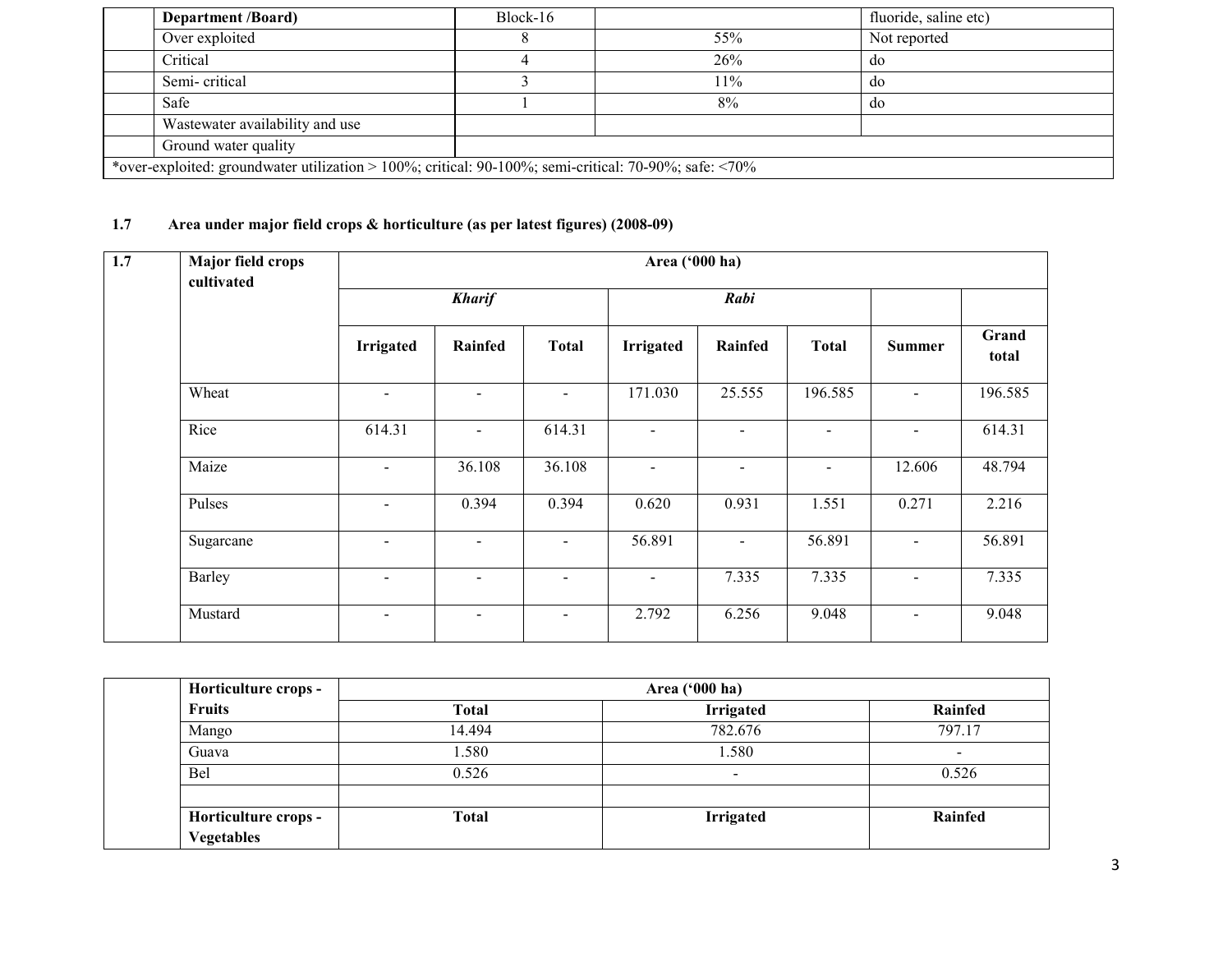| | Department /Board) | Block-16 | | fluoride, saline etc) |
|---|---|---|---|---|
| | Over exploited | 8 | 55% | Not reported |
| | Critical | 4 | 26% | do |
| | Semi- critical | 3 | 11% | do |
| | Safe | 1 | 8% | do |
| | Wastewater availability and use | | | |
| | Ground water quality | | | |

*over-exploited: groundwater utilization > 100%; critical: 90-100%; semi-critical: 70-90%; safe: <70%

### 1.7 Area under major field crops & horticulture (as per latest figures) (2008-09)

| 1.7 | Major field crops cultivated | Area ('000 ha) | | | | | | | |
|---|---|---|---|---|---|---|---|---|---|
| | | ***Kharif*** | | | ***Rabi*** | | | | |
| | | **Irrigated** | **Rainfed** | **Total** | **Irrigated** | **Rainfed** | **Total** | **Summer** | **Grand total** |
| | Wheat | - | - | - | 171.030 | 25.555 | 196.585 | - | 196.585 |
| | Rice | 614.31 | - | 614.31 | - | - | - | - | 614.31 |
| | Maize | - | 36.108 | 36.108 | - | - | - | 12.606 | 48.794 |
| | Pulses | - | 0.394 | 0.394 | 0.620 | 0.931 | 1.551 | 0.271 | 2.216 |
| | Sugarcane | - | - | - | 56.891 | - | 56.891 | - | 56.891 |
| | Barley | - | - | - | - | 7.335 | 7.335 | - | 7.335 |
| | Mustard | - | - | - | 2.792 | 6.256 | 9.048 | - | 9.048 |

| | Horticulture crops - Fruits | Area ('000 ha) | | |
|---|---|---|---|---|
| | | **Total** | **Irrigated** | **Rainfed** |
| | Mango | 14.494 | 782.676 | 797.17 |
| | Guava | 1.580 | 1.580 | - |
| | Bel | 0.526 | - | 0.526 |
| | | | | |
| | **Horticulture crops - Vegetables** | **Total** | **Irrigated** | **Rainfed** |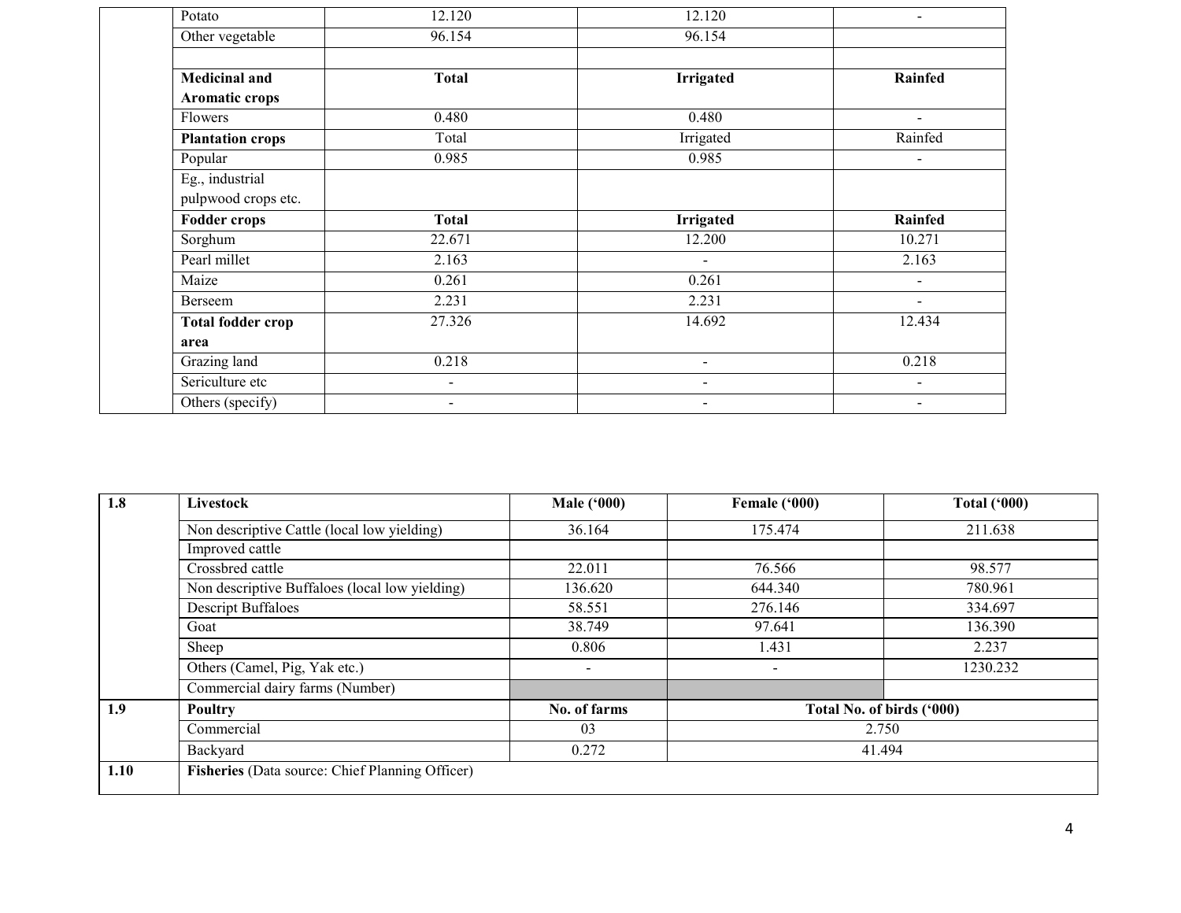| | | | | |
|---|---|---|---|---|
| | Potato | 12.120 | 12.120 | - |
| | Other vegetable | 96.154 | 96.154 | |
| | | | | |
| | **Medicinal and Aromatic crops** | **Total** | **Irrigated** | **Rainfed** |
| | Flowers | 0.480 | 0.480 | - |
| | **Plantation crops** | Total | Irrigated | Rainfed |
| | Popular | 0.985 | 0.985 | - |
| | Eg., industrial pulpwood crops etc. | | | |
| | **Fodder crops** | **Total** | **Irrigated** | **Rainfed** |
| | Sorghum | 22.671 | 12.200 | 10.271 |
| | Pearl millet | 2.163 | - | 2.163 |
| | Maize | 0.261 | 0.261 | - |
| | Berseem | 2.231 | 2.231 | - |
| | **Total fodder crop area** | 27.326 | 14.692 | 12.434 |
| | Grazing land | 0.218 | - | 0.218 |
| | Sericulture etc | - | - | - |
| | Others (specify) | - | - | - |

| | | | | |
|---|---|---|---|---|
| **1.8** | **Livestock** | **Male ('000)** | **Female ('000)** | **Total ('000)** |
| | Non descriptive Cattle (local low yielding) | 36.164 | 175.474 | 211.638 |
| | Improved cattle | | | |
| | Crossbred cattle | 22.011 | 76.566 | 98.577 |
| | Non descriptive Buffaloes (local low yielding) | 136.620 | 644.340 | 780.961 |
| | Descript Buffaloes | 58.551 | 276.146 | 334.697 |
| | Goat | 38.749 | 97.641 | 136.390 |
| | Sheep | 0.806 | 1.431 | 2.237 |
| | Others (Camel, Pig, Yak etc.) | - | - | 1230.232 |
| | Commercial dairy farms (Number) | | | |
| **1.9** | **Poultry** | **No. of farms** | **Total No. of birds ('000)** | |
| | Commercial | 03 | 2.750 | |
| | Backyard | 0.272 | 41.494 | |
| **1.10** | **Fisheries** (Data source: Chief Planning Officer) | | | |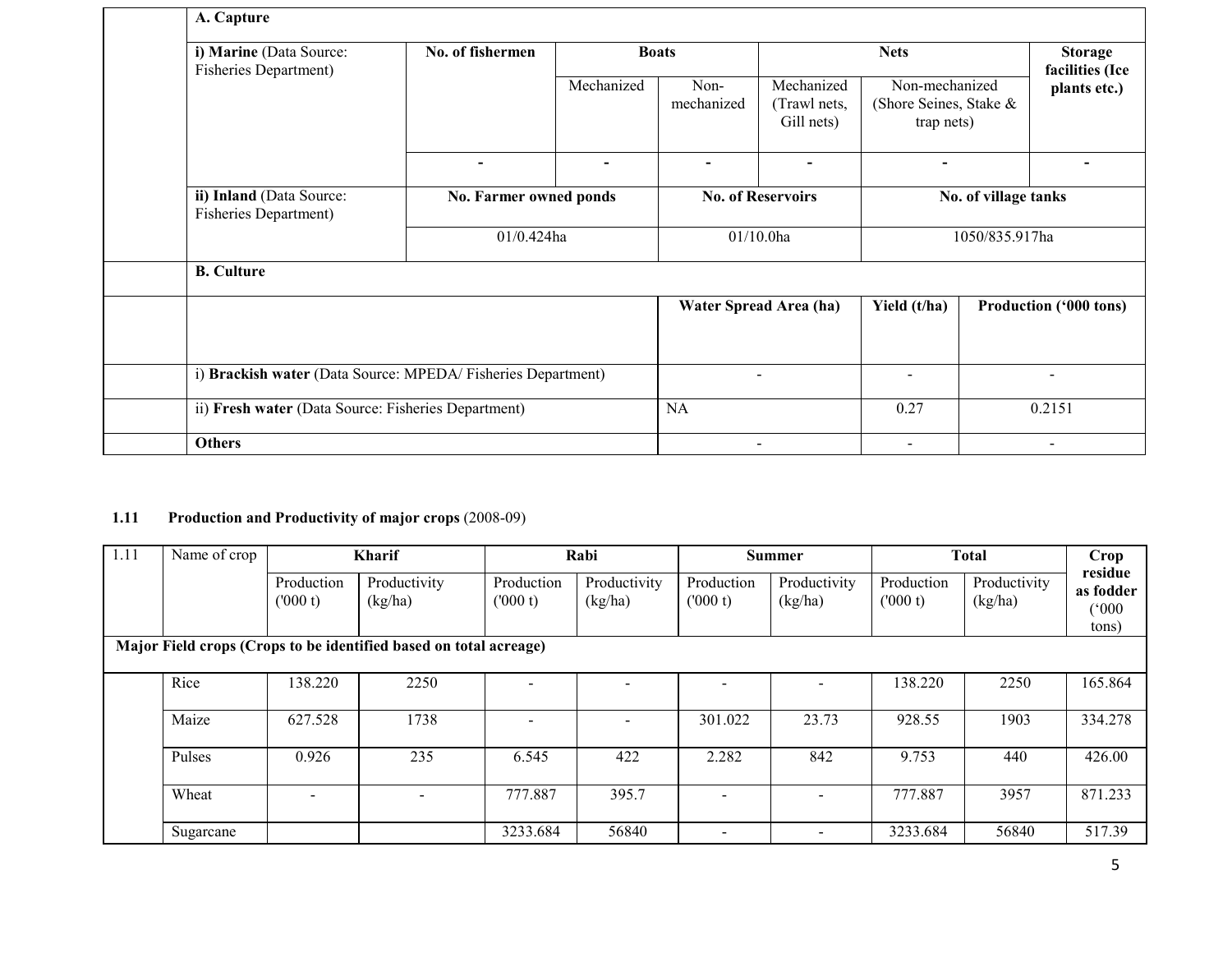| | A. Capture | | | | | | | |
|---|---|---|---|---|---|---|---|---|
| | **i) Marine** (Data Source: Fisheries Department) | **No. of fishermen** | **Boats** | | **Nets** | | | **Storage facilities (Ice plants etc.)** |
| | | | Mechanized | Non-mechanized | Mechanized (Trawl nets, Gill nets) | Non-mechanized (Shore Seines, Stake & trap nets) | | |
| | | - | - | - | - | - | | - |
| | **ii) Inland** (Data Source: Fisheries Department) | **No. Farmer owned ponds** | | **No. of Reservoirs** | | **No. of village tanks** | | |
| | | 01/0.424ha | | 01/10.0ha | | 1050/835.917ha | | |
| | **B. Culture** | | | | | | | |
| | | | | **Water Spread Area (ha)** | | **Yield (t/ha)** | **Production ('000 tons)** | |
| | i) **Brackish water** (Data Source: MPEDA/ Fisheries Department) | | | - | | - | - | |
| | ii) **Fresh water** (Data Source: Fisheries Department) | | | NA | | 0.27 | 0.2151 | |
| | **Others** | | | - | | - | - | |

**1.11 Production and Productivity of major crops** (2008-09)

| 1.11 | Name of crop | Kharif | | Rabi | | Summer | | Total | | Crop residue as fodder ('000 tons) |
|---|---|---|---|---|---|---|---|---|---|---|
| | | Production ('000 t) | Productivity (kg/ha) | Production ('000 t) | Productivity (kg/ha) | Production ('000 t) | Productivity (kg/ha) | Production ('000 t) | Productivity (kg/ha) | |
| **Major Field crops (Crops to be identified based on total acreage)** | | | | | | | | | | |
| | Rice | 138.220 | 2250 | - | - | - | - | 138.220 | 2250 | 165.864 |
| | Maize | 627.528 | 1738 | - | - | 301.022 | 23.73 | 928.55 | 1903 | 334.278 |
| | Pulses | 0.926 | 235 | 6.545 | 422 | 2.282 | 842 | 9.753 | 440 | 426.00 |
| | Wheat | - | - | 777.887 | 395.7 | - | - | 777.887 | 3957 | 871.233 |
| | Sugarcane | | | 3233.684 | 56840 | - | - | 3233.684 | 56840 | 517.39 |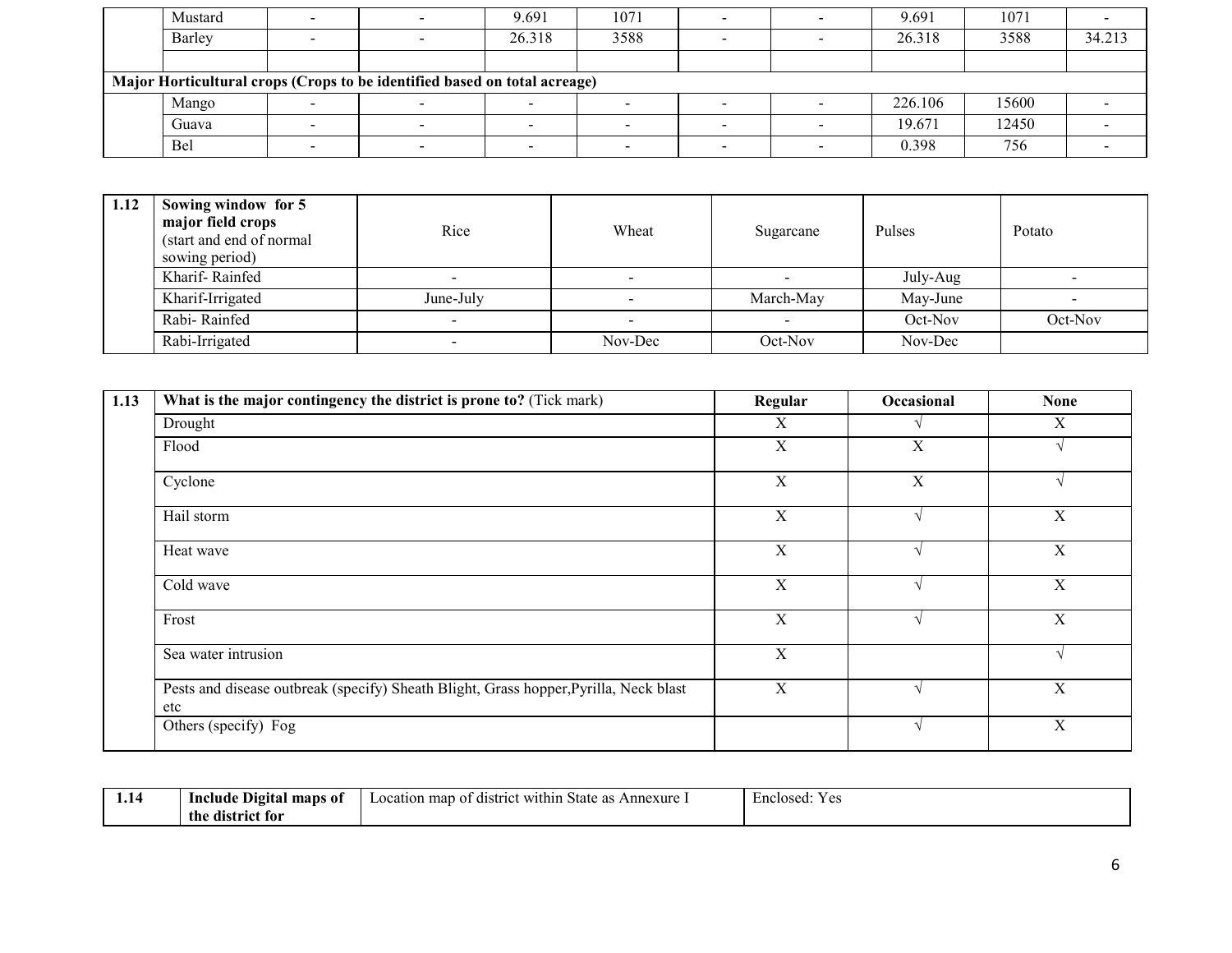| | | | | | | | | | | |
|---|---|---|---|---|---|---|---|---|---|---|
| | Mustard | - | - | 9.691 | 1071 | - | - | 9.691 | 1071 | - |
| | Barley | - | - | 26.318 | 3588 | - | - | 26.318 | 3588 | 34.213 |
| | | | | | | | | | | |
| **Major Horticultural crops (Crops to be identified based on total acreage)** | | | | | | | | | | |
| | Mango | - | - | - | - | - | - | 226.106 | 15600 | - |
| | Guava | - | - | - | - | - | - | 19.671 | 12450 | - |
| | Bel | - | - | - | - | - | - | 0.398 | 756 | - |

| 1.12 | **Sowing window for 5 major field crops** (start and end of normal sowing period) | Rice | Wheat | Sugarcane | Pulses | Potato |
|---|---|---|---|---|---|---|
| | Kharif- Rainfed | - | - | - | July-Aug | - |
| | Kharif-Irrigated | June-July | - | March-May | May-June | - |
| | Rabi- Rainfed | - | - | - | Oct-Nov | Oct-Nov |
| | Rabi-Irrigated | - | Nov-Dec | Oct-Nov | Nov-Dec | |

| 1.13 | **What is the major contingency the district is prone to?** (Tick mark) | **Regular** | **Occasional** | **None** |
|---|---|---|---|---|
| | Drought | X | √ | X |
| | Flood | X | X | √ |
| | Cyclone | X | X | √ |
| | Hail storm | X | √ | X |
| | Heat wave | X | √ | X |
| | Cold wave | X | √ | X |
| | Frost | X | √ | X |
| | Sea water intrusion | X | | √ |
| | Pests and disease outbreak (specify) Sheath Blight, Grass hopper,Pyrilla, Neck blast etc | X | √ | X |
| | Others (specify) Fog | | √ | X |

| 1.14 | **Include Digital maps of the district for** | Location map of district within State as Annexure I | Enclosed: Yes |
|---|---|---|---|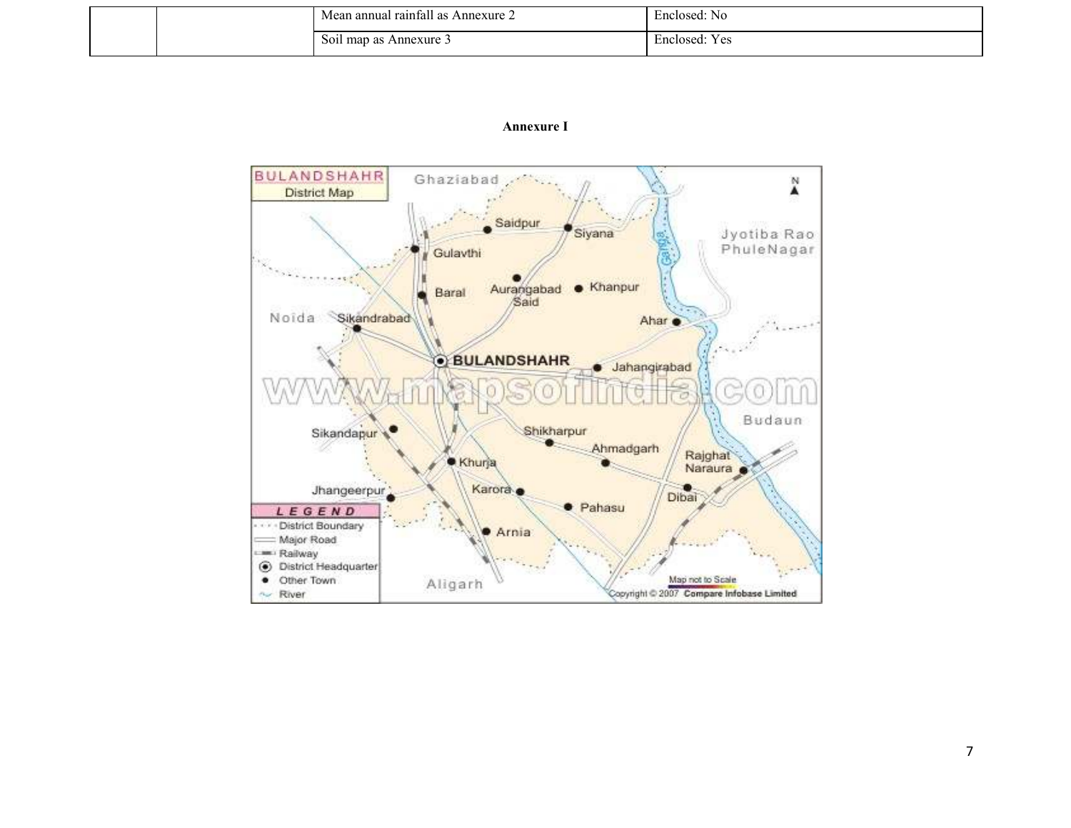| | | Mean annual rainfall as Annexure 2 | Enclosed: No |
|---|---|---|---|
| | | Soil map as Annexure 3 | Enclosed: Yes |

**Annexure I**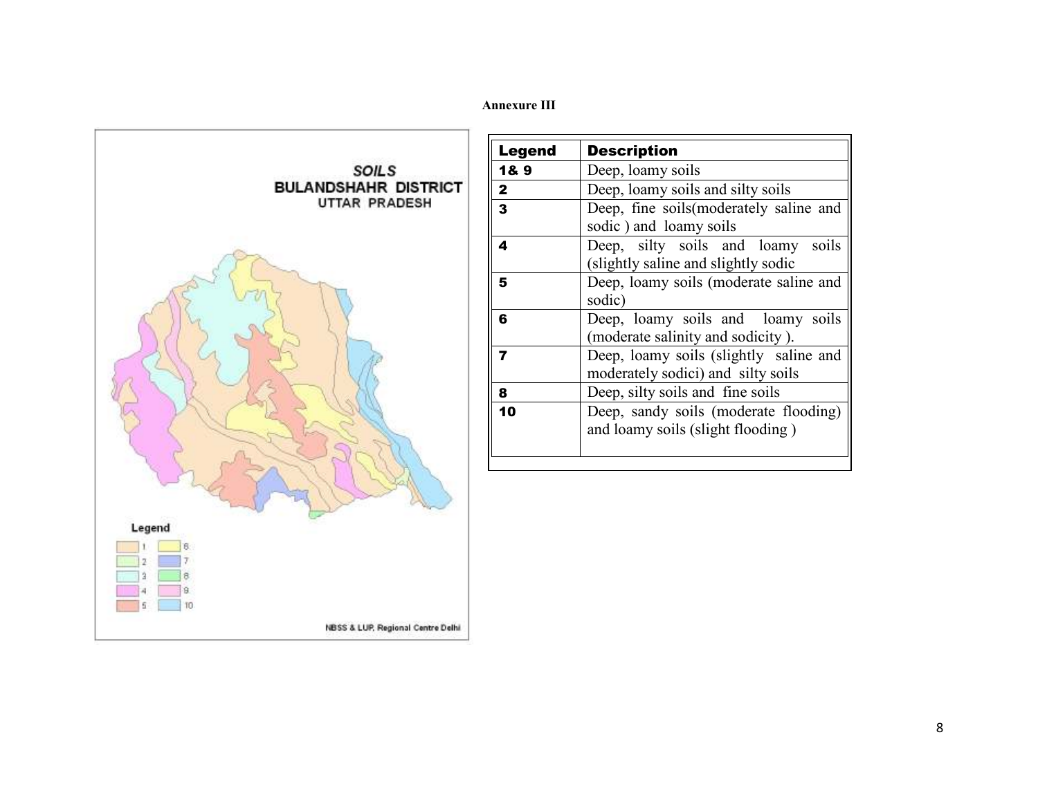**Annexure III**

SOILS
BULANDSHAHR DISTRICT
UTTAR PRADESH

Legend

1, 2, 3, 4, 5, 6, 7, 8, 9, 10

NBSS & LUP, Regional Centre Delhi

| Legend | Description |
|---|---|
| 1& 9 | Deep, loamy soils |
| 2 | Deep, loamy soils and silty soils |
| 3 | Deep, fine soils(moderately saline and sodic ) and loamy soils |
| 4 | Deep, silty soils and loamy soils (slightly saline and slightly sodic |
| 5 | Deep, loamy soils (moderate saline and sodic) |
| 6 | Deep, loamy soils and loamy soils (moderate salinity and sodicity ). |
| 7 | Deep, loamy soils (slightly saline and moderately sodici) and silty soils |
| 8 | Deep, silty soils and fine soils |
| 10 | Deep, sandy soils (moderate flooding) and loamy soils (slight flooding ) |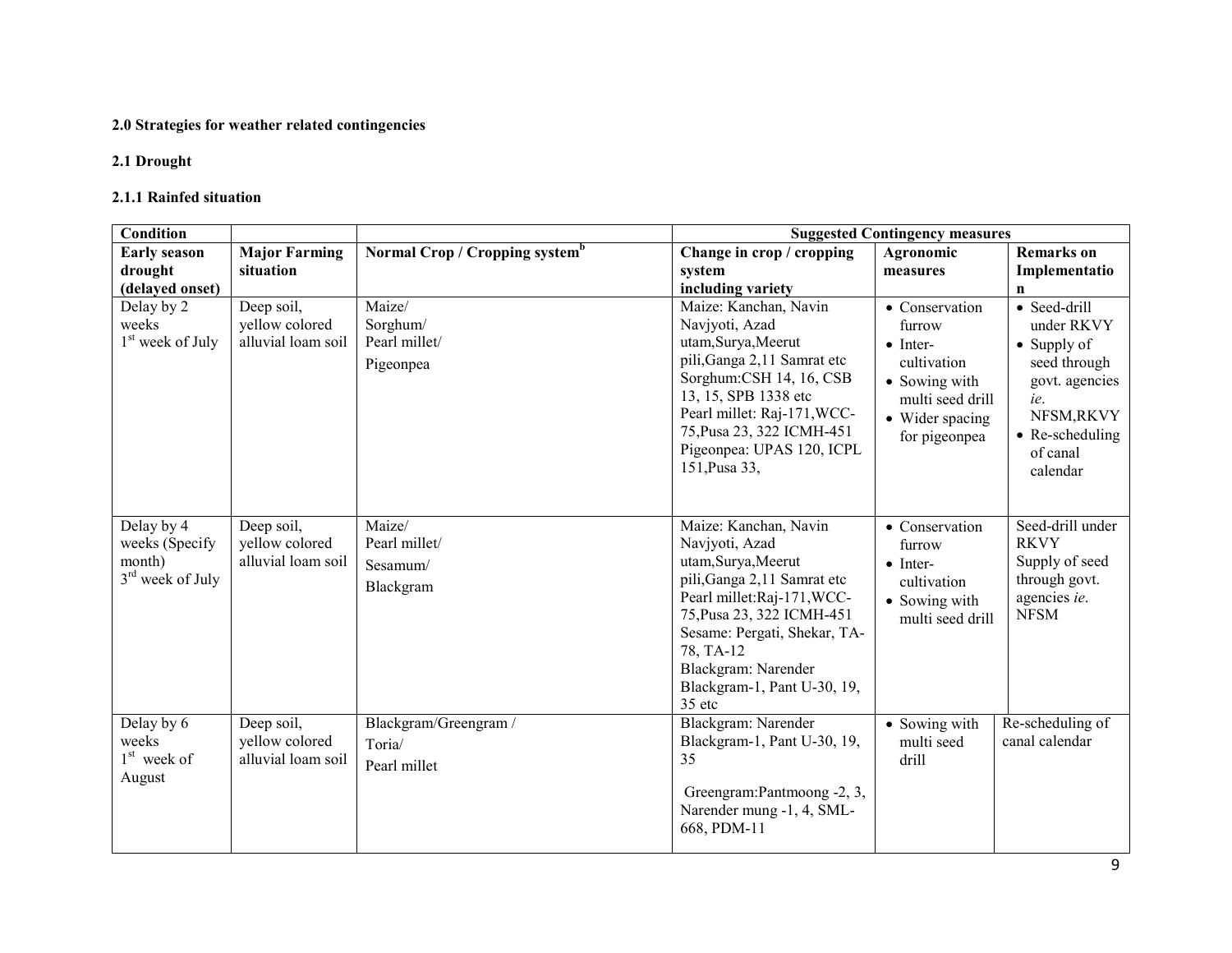**2.0 Strategies for weather related contingencies**

**2.1 Drought**

**2.1.1 Rainfed situation**

| Condition | | | Suggested Contingency measures | | |
|---|---|---|---|---|---|
| **Early season drought (delayed onset)** | **Major Farming situation** | **Normal Crop / Cropping system[b]** | **Change in crop / cropping system including variety** | **Agronomic measures** | **Remarks on Implementation** |
| Delay by 2 weeks 1st week of July | Deep soil, yellow colored alluvial loam soil | Maize/ Sorghum/ Pearl millet/ Pigeonpea | Maize: Kanchan, Navin Navjyoti, Azad utam,Surya,Meerut pili,Ganga 2,11 Samrat etc Sorghum:CSH 14, 16, CSB 13, 15, SPB 1338 etc Pearl millet: Raj-171,WCC-75,Pusa 23, 322 ICMH-451 Pigeonpea: UPAS 120, ICPL 151,Pusa 33, | • Conservation furrow • Inter-cultivation • Sowing with multi seed drill • Wider spacing for pigeonpea | • Seed-drill under RKVY • Supply of seed through govt. agencies *ie*. NFSM,RKVY • Re-scheduling of canal calendar |
| Delay by 4 weeks (Specify month) 3rd week of July | Deep soil, yellow colored alluvial loam soil | Maize/ Pearl millet/ Sesamum/ Blackgram | Maize: Kanchan, Navin Navjyoti, Azad utam,Surya,Meerut pili,Ganga 2,11 Samrat etc Pearl millet:Raj-171,WCC-75,Pusa 23, 322 ICMH-451 Sesame: Pergati, Shekar, TA-78, TA-12 Blackgram: Narender Blackgram-1, Pant U-30, 19, 35 etc | • Conservation furrow • Inter-cultivation • Sowing with multi seed drill | Seed-drill under RKVY Supply of seed through govt. agencies *ie*. NFSM |
| Delay by 6 weeks 1st week of August | Deep soil, yellow colored alluvial loam soil | Blackgram/Greengram / Toria/ Pearl millet | Blackgram: Narender Blackgram-1, Pant U-30, 19, 35 Greengram:Pantmoong -2, 3, Narender mung -1, 4, SML-668, PDM-11 | • Sowing with multi seed drill | Re-scheduling of canal calendar |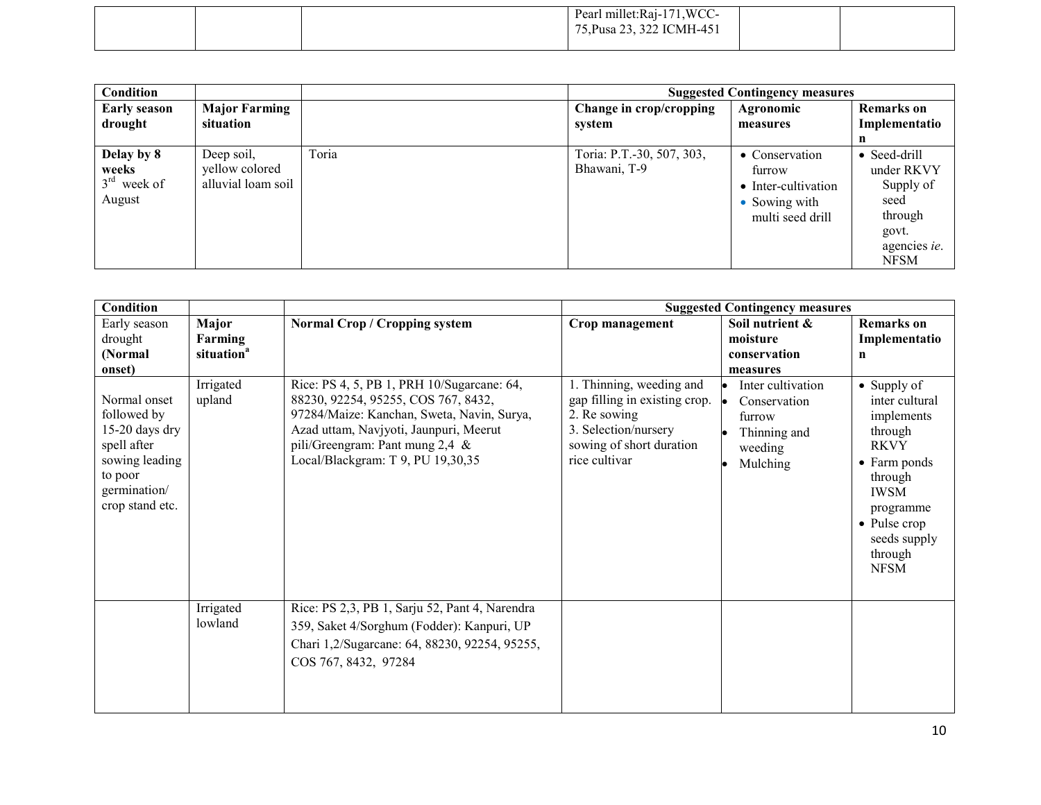| | | | Pearl millet:Raj-171,WCC-75,Pusa 23, 322 ICMH-451 | | |
|---|---|---|---|---|---|

| **Condition** | | | **Suggested Contingency measures** | | |
|---|---|---|---|---|---|
| **Early season drought** | **Major Farming situation** | | **Change in crop/cropping system** | **Agronomic measures** | **Remarks on Implementation** |
| **Delay by 8 weeks** 3rd week of August | Deep soil, yellow colored alluvial loam soil | Toria | Toria: P.T.-30, 507, 303, Bhawani, T-9 | • Conservation furrow<br>• Inter-cultivation<br>• Sowing with multi seed drill | • Seed-drill under RKVY Supply of seed through govt. agencies *ie*. NFSM |

| **Condition** | | | **Suggested Contingency measures** | | |
|---|---|---|---|---|---|
| Early season drought **(Normal onset)** | **Major Farming situation**[a] | **Normal Crop / Cropping system** | **Crop management** | **Soil nutrient & moisture conservation measures** | **Remarks on Implementation** |
| Normal onset followed by 15-20 days dry spell after sowing leading to poor germination/ crop stand etc. | Irrigated upland | Rice: PS 4, 5, PB 1, PRH 10/Sugarcane: 64, 88230, 92254, 95255, COS 767, 8432, 97284/Maize: Kanchan, Sweta, Navin, Surya, Azad uttam, Navjyoti, Jaunpuri, Meerut pili/Greengram: Pant mung 2,4 & Local/Blackgram: T 9, PU 19,30,35 | 1. Thinning, weeding and gap filling in existing crop.<br>2. Re sowing<br>3. Selection/nursery sowing of short duration rice cultivar | • Inter cultivation<br>• Conservation furrow<br>• Thinning and weeding<br>• Mulching | • Supply of inter cultural implements through RKVY<br>• Farm ponds through IWSM programme<br>• Pulse crop seeds supply through NFSM |
| | Irrigated lowland | Rice: PS 2,3, PB 1, Sarju 52, Pant 4, Narendra 359, Saket 4/Sorghum (Fodder): Kanpuri, UP Chari 1,2/Sugarcane: 64, 88230, 92254, 95255, COS 767, 8432, 97284 | | | |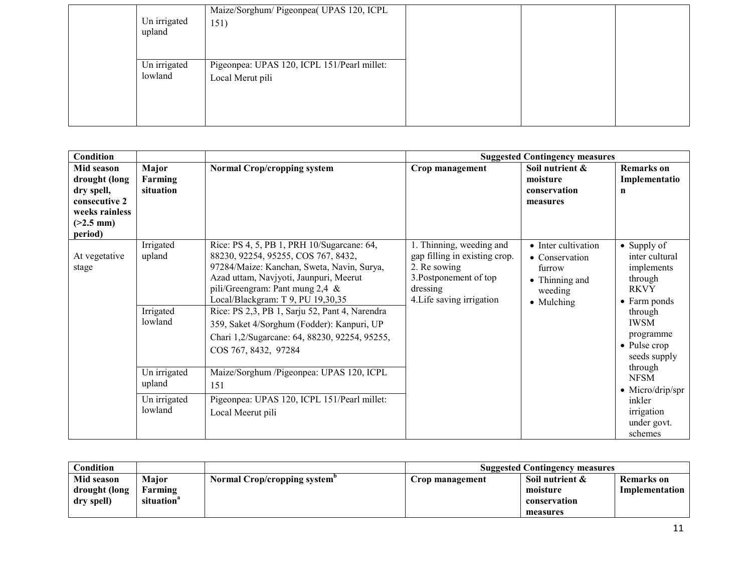| | | | | | |
|---|---|---|---|---|---|
| | Un irrigated upland | Maize/Sorghum/ Pigeonpea( UPAS 120, ICPL 151) | | | |
| | Un irrigated lowland | Pigeonpea: UPAS 120, ICPL 151/Pearl millet: Local Merut pili | | | |

| Condition | | | Suggested Contingency measures | | |
|---|---|---|---|---|---|
| **Mid season drought (long dry spell, consecutive 2 weeks rainless (>2.5 mm) period)** | **Major Farming situation** | **Normal Crop/cropping system** | **Crop management** | **Soil nutrient & moisture conservation measures** | **Remarks on Implementation** |
| At vegetative stage | Irrigated upland | Rice: PS 4, 5, PB 1, PRH 10/Sugarcane: 64, 88230, 92254, 95255, COS 767, 8432, 97284/Maize: Kanchan, Sweta, Navin, Surya, Azad uttam, Navjyoti, Jaunpuri, Meerut pili/Greengram: Pant mung 2,4 & Local/Blackgram: T 9, PU 19,30,35 | 1. Thinning, weeding and gap filling in existing crop.<br>2. Re sowing<br>3.Postponement of top dressing<br>4.Life saving irrigation | • Inter cultivation<br>• Conservation furrow<br>• Thinning and weeding<br>• Mulching | • Supply of inter cultural implements through RKVY<br>• Farm ponds through IWSM programme<br>• Pulse crop seeds supply through NFSM<br>• Micro/drip/sprinkler irrigation under govt. schemes |
| | Irrigated lowland | Rice: PS 2,3, PB 1, Sarju 52, Pant 4, Narendra 359, Saket 4/Sorghum (Fodder): Kanpuri, UP Chari 1,2/Sugarcane: 64, 88230, 92254, 95255, COS 767, 8432, 97284 | | | |
| | Un irrigated upland | Maize/Sorghum /Pigeonpea: UPAS 120, ICPL 151 | | | |
| | Un irrigated lowland | Pigeonpea: UPAS 120, ICPL 151/Pearl millet: Local Meerut pili | | | |

| Condition | | | Suggested Contingency measures | | |
|---|---|---|---|---|---|
| **Mid season drought (long dry spell)** | **Major Farming situation[a]** | **Normal Crop/cropping system[b]** | **Crop management** | **Soil nutrient & moisture conservation measures** | **Remarks on Implementation** |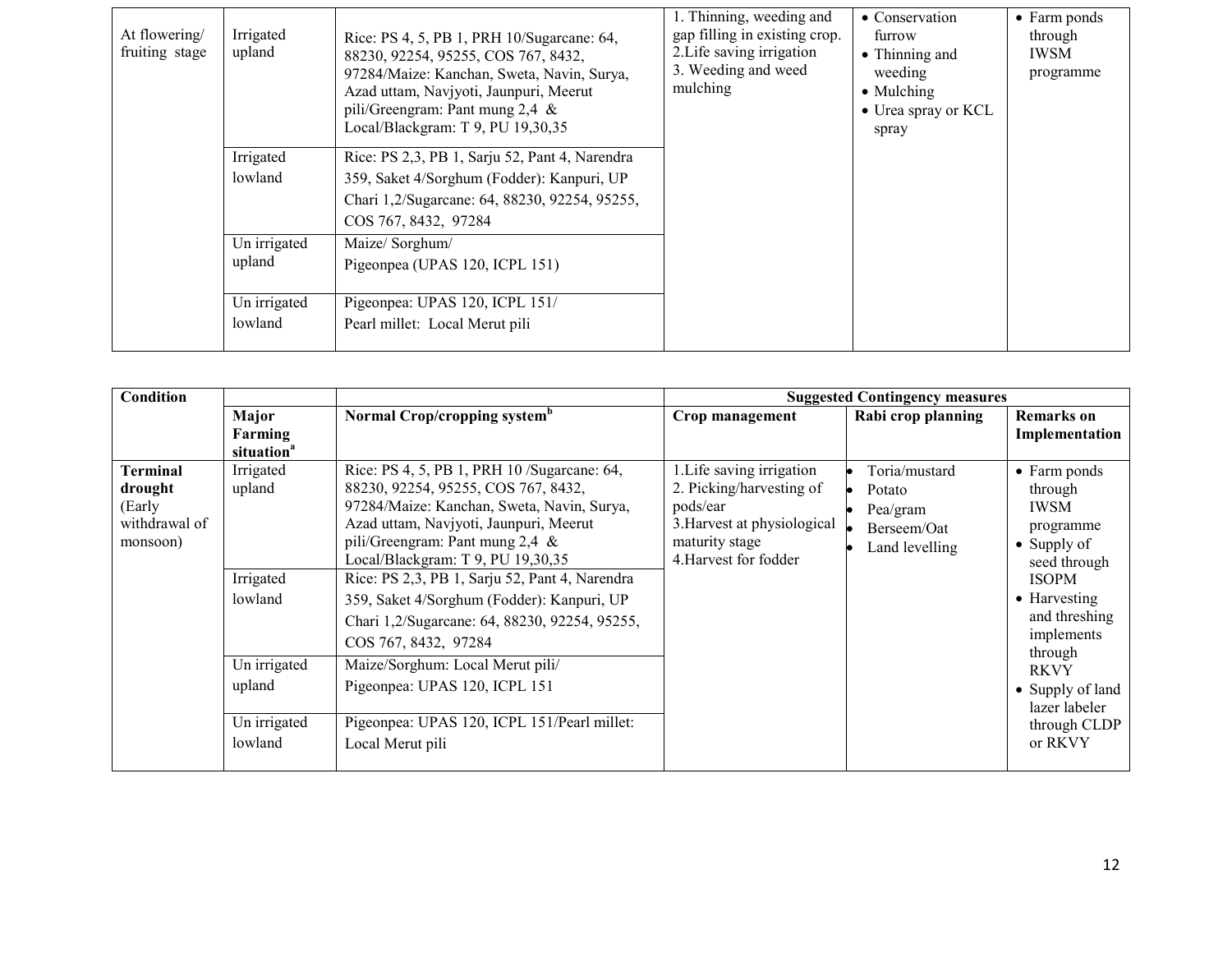| At flowering/ fruiting stage | Irrigated upland | Rice: PS 4, 5, PB 1, PRH 10/Sugarcane: 64, 88230, 92254, 95255, COS 767, 8432, 97284/Maize: Kanchan, Sweta, Navin, Surya, Azad uttam, Navjyoti, Jaunpuri, Meerut pili/Greengram: Pant mung 2,4 & Local/Blackgram: T 9, PU 19,30,35 | 1. Thinning, weeding and gap filling in existing crop.<br>2.Life saving irrigation<br>3. Weeding and weed mulching | • Conservation furrow<br>• Thinning and weeding<br>• Mulching<br>• Urea spray or KCL spray | • Farm ponds through IWSM programme |
|---|---|---|---|---|---|
| | Irrigated lowland | Rice: PS 2,3, PB 1, Sarju 52, Pant 4, Narendra 359, Saket 4/Sorghum (Fodder): Kanpuri, UP Chari 1,2/Sugarcane: 64, 88230, 92254, 95255, COS 767, 8432, 97284 | | | |
| | Un irrigated upland | Maize/ Sorghum/<br>Pigeonpea (UPAS 120, ICPL 151) | | | |
| | Un irrigated lowland | Pigeonpea: UPAS 120, ICPL 151/<br>Pearl millet: Local Merut pili | | | |

| Condition | | | Suggested Contingency measures | | |
|---|---|---|---|---|---|
| | Major Farming situation[a] | Normal Crop/cropping system[b] | Crop management | Rabi crop planning | Remarks on Implementation |
| **Terminal drought** (Early withdrawal of monsoon) | Irrigated upland | Rice: PS 4, 5, PB 1, PRH 10 /Sugarcane: 64, 88230, 92254, 95255, COS 767, 8432, 97284/Maize: Kanchan, Sweta, Navin, Surya, Azad uttam, Navjyoti, Jaunpuri, Meerut pili/Greengram: Pant mung 2,4 & Local/Blackgram: T 9, PU 19,30,35 | 1.Life saving irrigation<br>2. Picking/harvesting of pods/ear<br>3.Harvest at physiological maturity stage<br>4.Harvest for fodder | • Toria/mustard<br>• Potato<br>• Pea/gram<br>• Berseem/Oat<br>• Land levelling | • Farm ponds through IWSM programme<br>• Supply of seed through ISOPM<br>• Harvesting and threshing implements through RKVY<br>• Supply of land lazer labeler through CLDP or RKVY |
| | Irrigated lowland | Rice: PS 2,3, PB 1, Sarju 52, Pant 4, Narendra 359, Saket 4/Sorghum (Fodder): Kanpuri, UP Chari 1,2/Sugarcane: 64, 88230, 92254, 95255, COS 767, 8432, 97284 | | | |
| | Un irrigated upland | Maize/Sorghum: Local Merut pili/<br>Pigeonpea: UPAS 120, ICPL 151 | | | |
| | Un irrigated lowland | Pigeonpea: UPAS 120, ICPL 151/Pearl millet: Local Merut pili | | | |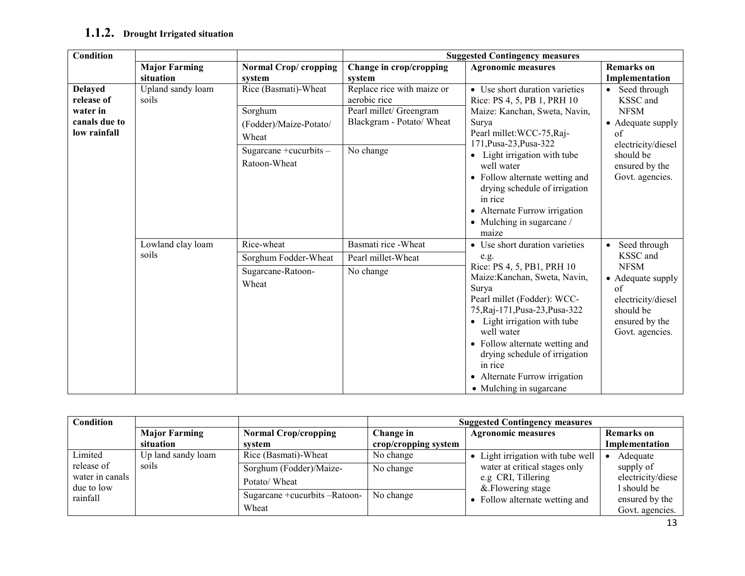### 1.1.2. Drought Irrigated situation

| Condition | | | Suggested Contingency measures | | |
|---|---|---|---|---|---|
| | Major Farming situation | Normal Crop/ cropping system | Change in crop/cropping system | Agronomic measures | Remarks on Implementation |
| Delayed release of water in canals due to low rainfall | Upland sandy loam soils | Rice (Basmati)-Wheat | Replace rice with maize or aerobic rice | • Use short duration varieties Rice: PS 4, 5, PB 1, PRH 10 Maize: Kanchan, Sweta, Navin, Surya Pearl millet:WCC-75,Raj-171,Pusa-23,Pusa-322 • Light irrigation with tube well water • Follow alternate wetting and drying schedule of irrigation in rice • Alternate Furrow irrigation • Mulching in sugarcane / maize | • Seed through KSSC and NFSM • Adequate supply of electricity/diesel should be ensured by the Govt. agencies. |
| | | Sorghum (Fodder)/Maize-Potato/ Wheat | Pearl millet/ Greengram Blackgram - Potato/ Wheat | | |
| | | Sugarcane +cucurbits – Ratoon-Wheat | No change | | |
| | Lowland clay loam soils | Rice-wheat | Basmati rice -Wheat | • Use short duration varieties e.g. Rice: PS 4, 5, PB1, PRH 10 Maize:Kanchan, Sweta, Navin, Surya Pearl millet (Fodder): WCC-75,Raj-171,Pusa-23,Pusa-322 • Light irrigation with tube well water • Follow alternate wetting and drying schedule of irrigation in rice • Alternate Furrow irrigation • Mulching in sugarcane | • Seed through KSSC and NFSM • Adequate supply of electricity/diesel should be ensured by the Govt. agencies. |
| | | Sorghum Fodder-Wheat | Pearl millet-Wheat | | |
| | | Sugarcane-Ratoon-Wheat | No change | | |

| Condition | | | Suggested Contingency measures | | |
|---|---|---|---|---|---|
| | Major Farming situation | Normal Crop/cropping system | Change in crop/cropping system | Agronomic measures | Remarks on Implementation |
| Limited release of water in canals due to low rainfall | Up land sandy loam soils | Rice (Basmati)-Wheat | No change | • Light irrigation with tube well water at critical stages only e.g CRI, Tillering &.Flowering stage • Follow alternate wetting and | • Adequate supply of electricity/diesel should be ensured by the Govt. agencies. |
| | | Sorghum (Fodder)/Maize-Potato/ Wheat | No change | | |
| | | Sugarcane +cucurbits –Ratoon-Wheat | No change | | |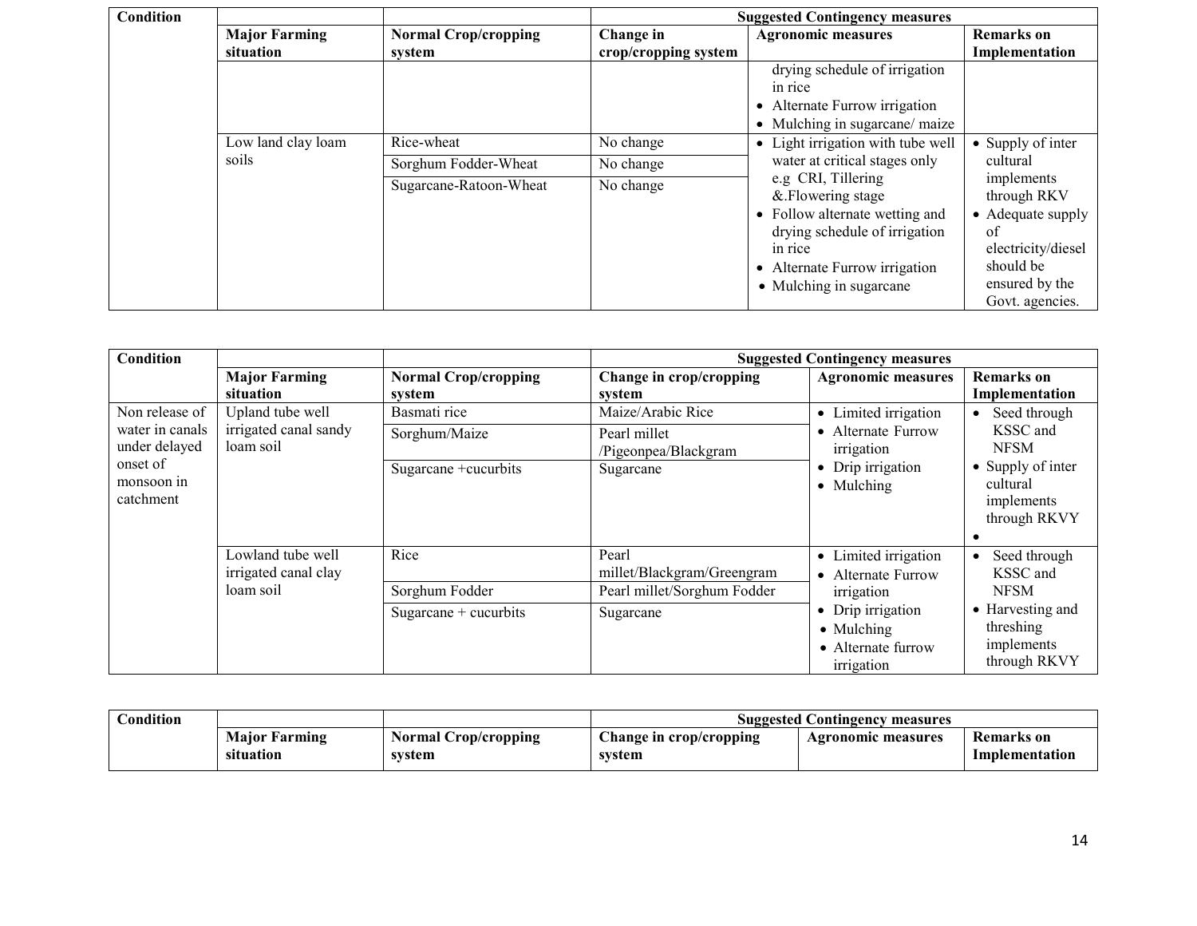| Condition | | | Suggested Contingency measures | | |
|---|---|---|---|---|---|
| | Major Farming situation | Normal Crop/cropping system | Change in crop/cropping system | Agronomic measures | Remarks on Implementation |
| | | | | drying schedule of irrigation in rice<br>• Alternate Furrow irrigation<br>• Mulching in sugarcane/ maize | |
| | Low land clay loam soils | Rice-wheat | No change | • Light irrigation with tube well water at critical stages only e.g CRI, Tillering &.Flowering stage<br>• Follow alternate wetting and drying schedule of irrigation in rice<br>• Alternate Furrow irrigation<br>• Mulching in sugarcane | • Supply of inter cultural implements through RKV<br>• Adequate supply of electricity/diesel should be ensured by the Govt. agencies. |
| | | Sorghum Fodder-Wheat | No change | | |
| | | Sugarcane-Ratoon-Wheat | No change | | |

| Condition | | | Suggested Contingency measures | | |
|---|---|---|---|---|---|
| | Major Farming situation | Normal Crop/cropping system | Change in crop/cropping system | Agronomic measures | Remarks on Implementation |
| Non release of water in canals under delayed onset of monsoon in catchment | Upland tube well irrigated canal sandy loam soil | Basmati rice | Maize/Arabic Rice | • Limited irrigation<br>• Alternate Furrow irrigation<br>• Drip irrigation<br>• Mulching | • Seed through KSSC and NFSM<br>• Supply of inter cultural implements through RKVY<br>• |
| | | Sorghum/Maize | Pearl millet /Pigeonpea/Blackgram | | |
| | | Sugarcane +cucurbits | Sugarcane | | |
| | Lowland tube well irrigated canal clay loam soil | Rice | Pearl millet/Blackgram/Greengram | • Limited irrigation<br>• Alternate Furrow irrigation<br>• Drip irrigation<br>• Mulching<br>• Alternate furrow irrigation | • Seed through KSSC and NFSM<br>• Harvesting and threshing implements through RKVY |
| | | Sorghum Fodder | Pearl millet/Sorghum Fodder | | |
| | | Sugarcane + cucurbits | Sugarcane | | |

| Condition | | | Suggested Contingency measures | | |
|---|---|---|---|---|---|
| | Major Farming situation | Normal Crop/cropping system | Change in crop/cropping system | Agronomic measures | Remarks on Implementation |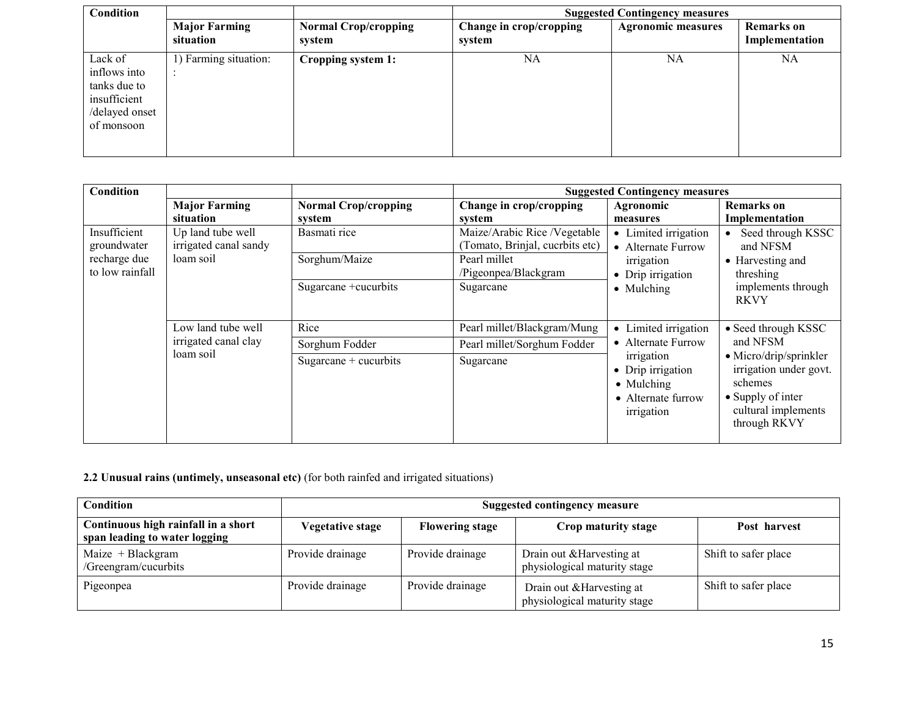| Condition | | | Suggested Contingency measures | | |
|---|---|---|---|---|---|
| | Major Farming situation | Normal Crop/cropping system | Change in crop/cropping system | Agronomic measures | Remarks on Implementation |
| Lack of inflows into tanks due to insufficient /delayed onset of monsoon | 1) Farming situation: : | **Cropping system 1:** | NA | NA | NA |

| Condition | | | Suggested Contingency measures | | |
|---|---|---|---|---|---|
| | Major Farming situation | Normal Crop/cropping system | Change in crop/cropping system | Agronomic measures | Remarks on Implementation |
| Insufficient groundwater recharge due to low rainfall | Up land tube well irrigated canal sandy loam soil | Basmati rice | Maize/Arabic Rice /Vegetable (Tomato, Brinjal, cucrbits etc) | • Limited irrigation<br>• Alternate Furrow irrigation<br>• Drip irrigation<br>• Mulching | • Seed through KSSC and NFSM<br>• Harvesting and threshing implements through RKVY |
| | | Sorghum/Maize | Pearl millet /Pigeonpea/Blackgram | | |
| | | Sugarcane +cucurbits | Sugarcane | | |
| | Low land tube well irrigated canal clay loam soil | Rice | Pearl millet/Blackgram/Mung | • Limited irrigation<br>• Alternate Furrow irrigation<br>• Drip irrigation<br>• Mulching<br>• Alternate furrow irrigation | • Seed through KSSC and NFSM<br>• Micro/drip/sprinkler irrigation under govt. schemes<br>• Supply of inter cultural implements through RKVY |
| | | Sorghum Fodder | Pearl millet/Sorghum Fodder | | |
| | | Sugarcane + cucurbits | Sugarcane | | |

**2.2 Unusual rains (untimely, unseasonal etc)** (for both rainfed and irrigated situations)

| Condition | Suggested contingency measure | | | |
|---|---|---|---|---|
| **Continuous high rainfall in a short span leading to water logging** | **Vegetative stage** | **Flowering stage** | **Crop maturity stage** | **Post harvest** |
| Maize + Blackgram /Greengram/cucurbits | Provide drainage | Provide drainage | Drain out &Harvesting at physiological maturity stage | Shift to safer place |
| Pigeonpea | Provide drainage | Provide drainage | Drain out &Harvesting at physiological maturity stage | Shift to safer place |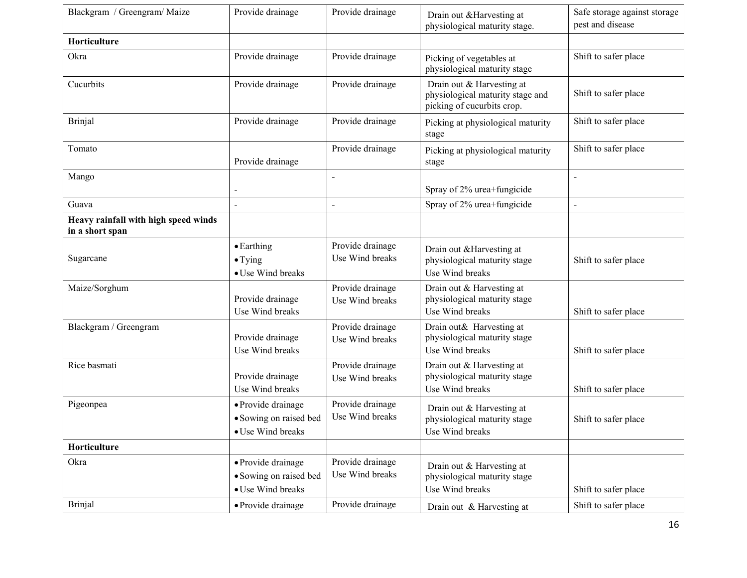| Blackgram / Greengram/ Maize | Provide drainage | Provide drainage | Drain out &Harvesting at physiological maturity stage. | Safe storage against storage pest and disease |
|---|---|---|---|---|
| **Horticulture** | | | | |
| Okra | Provide drainage | Provide drainage | Picking of vegetables at physiological maturity stage | Shift to safer place |
| Cucurbits | Provide drainage | Provide drainage | Drain out & Harvesting at physiological maturity stage and picking of cucurbits crop. | Shift to safer place |
| Brinjal | Provide drainage | Provide drainage | Picking at physiological maturity stage | Shift to safer place |
| Tomato | Provide drainage | Provide drainage | Picking at physiological maturity stage | Shift to safer place |
| Mango | - | - | Spray of 2% urea+fungicide | - |
| Guava | - | - | Spray of 2% urea+fungicide | - |
| **Heavy rainfall with high speed winds in a short span** | | | | |
| Sugarcane | • Earthing<br>• Tying<br>• Use Wind breaks | Provide drainage<br>Use Wind breaks | Drain out &Harvesting at physiological maturity stage<br>Use Wind breaks | Shift to safer place |
| Maize/Sorghum | Provide drainage<br>Use Wind breaks | Provide drainage<br>Use Wind breaks | Drain out & Harvesting at physiological maturity stage<br>Use Wind breaks | Shift to safer place |
| Blackgram / Greengram | Provide drainage<br>Use Wind breaks | Provide drainage<br>Use Wind breaks | Drain out& Harvesting at physiological maturity stage<br>Use Wind breaks | Shift to safer place |
| Rice basmati | Provide drainage<br>Use Wind breaks | Provide drainage<br>Use Wind breaks | Drain out & Harvesting at physiological maturity stage<br>Use Wind breaks | Shift to safer place |
| Pigeonpea | • Provide drainage<br>• Sowing on raised bed<br>• Use Wind breaks | Provide drainage<br>Use Wind breaks | Drain out & Harvesting at physiological maturity stage<br>Use Wind breaks | Shift to safer place |
| **Horticulture** | | | | |
| Okra | • Provide drainage<br>• Sowing on raised bed<br>• Use Wind breaks | Provide drainage<br>Use Wind breaks | Drain out & Harvesting at physiological maturity stage<br>Use Wind breaks | Shift to safer place |
| Brinjal | • Provide drainage | Provide drainage | Drain out & Harvesting at | Shift to safer place |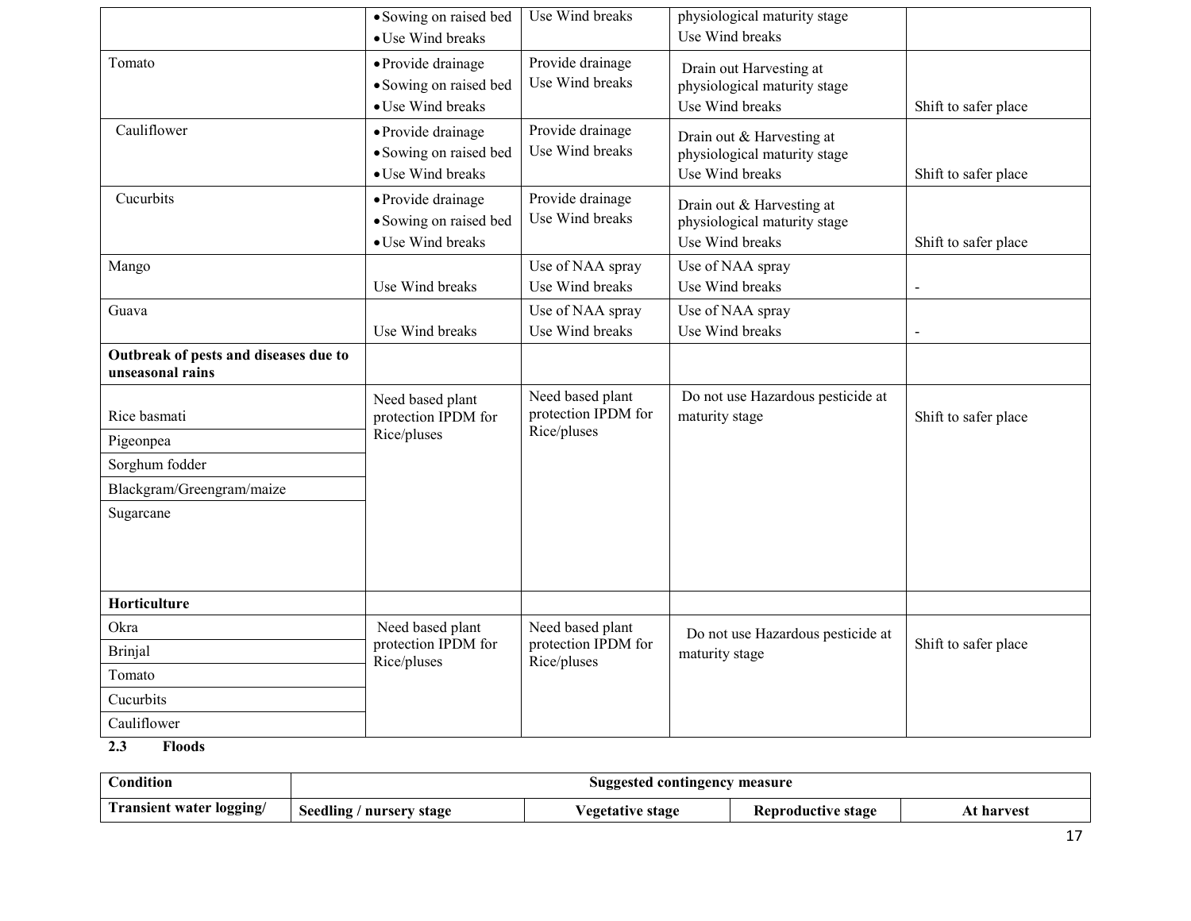| | • Sowing on raised bed<br>• Use Wind breaks | Use Wind breaks | physiological maturity stage<br>Use Wind breaks | |
|---|---|---|---|---|
| Tomato | • Provide drainage<br>• Sowing on raised bed<br>• Use Wind breaks | Provide drainage<br>Use Wind breaks | Drain out Harvesting at physiological maturity stage<br>Use Wind breaks | Shift to safer place |
| Cauliflower | • Provide drainage<br>• Sowing on raised bed<br>• Use Wind breaks | Provide drainage<br>Use Wind breaks | Drain out & Harvesting at physiological maturity stage<br>Use Wind breaks | Shift to safer place |
| Cucurbits | • Provide drainage<br>• Sowing on raised bed<br>• Use Wind breaks | Provide drainage<br>Use Wind breaks | Drain out & Harvesting at physiological maturity stage<br>Use Wind breaks | Shift to safer place |
| Mango | Use Wind breaks | Use of NAA spray<br>Use Wind breaks | Use of NAA spray<br>Use Wind breaks | - |
| Guava | Use Wind breaks | Use of NAA spray<br>Use Wind breaks | Use of NAA spray<br>Use Wind breaks | - |
| **Outbreak of pests and diseases due to unseasonal rains** | | | | |
| Rice basmati<br>Pigeonpea<br>Sorghum fodder<br>Blackgram/Greengram/maize<br>Sugarcane | Need based plant protection IPDM for Rice/pluses | Need based plant protection IPDM for Rice/pluses | Do not use Hazardous pesticide at maturity stage | Shift to safer place |
| **Horticulture** | | | | |
| Okra<br>Brinjal<br>Tomato<br>Cucurbits<br>Cauliflower | Need based plant protection IPDM for Rice/pluses | Need based plant protection IPDM for Rice/pluses | Do not use Hazardous pesticide at maturity stage | Shift to safer place |

**2.3 Floods**

| Condition | Suggested contingency measure | | | |
|---|---|---|---|---|
| **Transient water logging/** | **Seedling / nursery stage** | **Vegetative stage** | **Reproductive stage** | **At harvest** |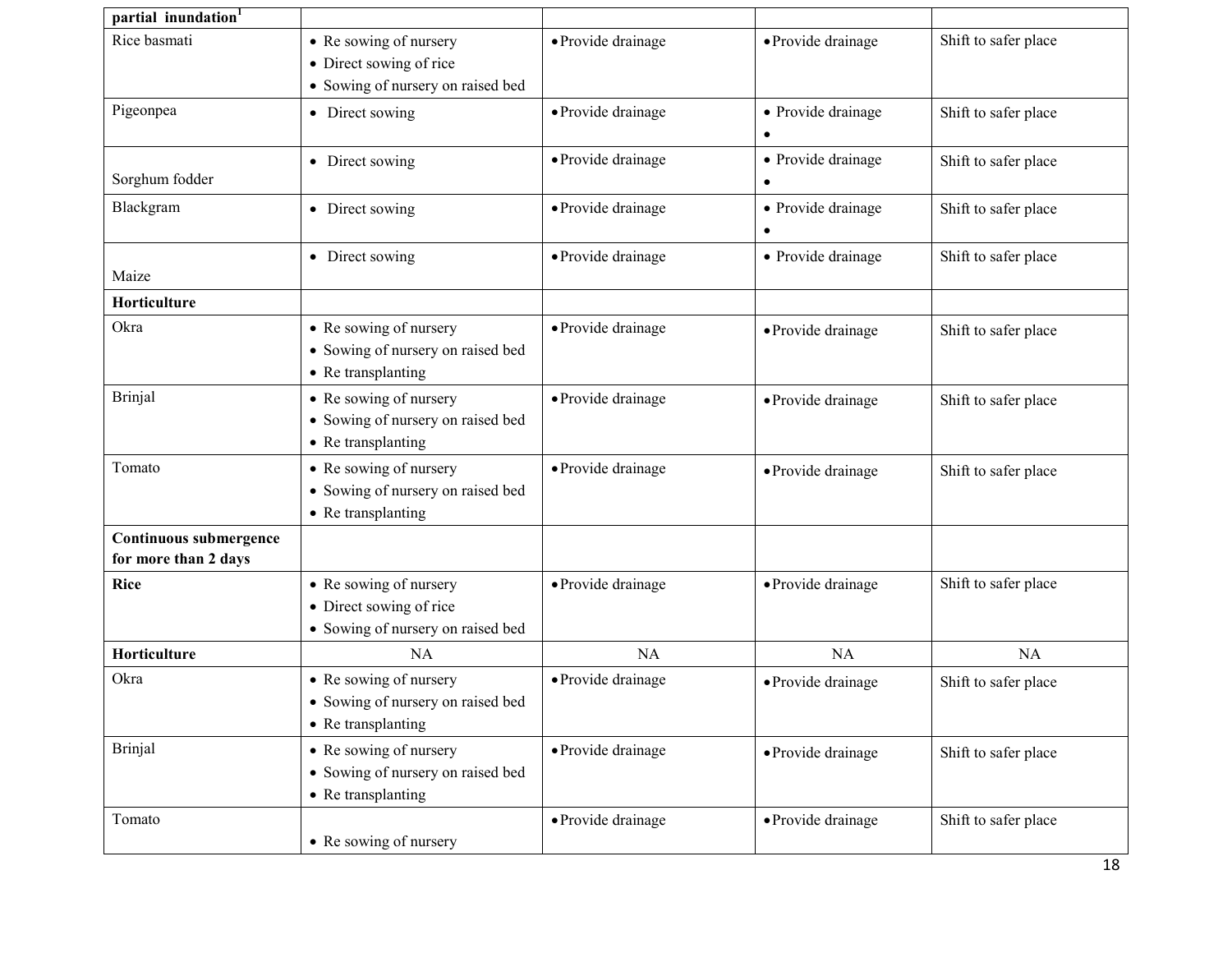| partial inundation[1] | | | | |
|---|---|---|---|---|
| Rice basmati | • Re sowing of nursery<br>• Direct sowing of rice<br>• Sowing of nursery on raised bed | • Provide drainage | • Provide drainage | Shift to safer place |
| Pigeonpea | • Direct sowing | • Provide drainage | • Provide drainage<br>• | Shift to safer place |
| Sorghum fodder | • Direct sowing | • Provide drainage | • Provide drainage<br>• | Shift to safer place |
| Blackgram | • Direct sowing | • Provide drainage | • Provide drainage<br>• | Shift to safer place |
| Maize | • Direct sowing | • Provide drainage | • Provide drainage | Shift to safer place |
| **Horticulture** | | | | |
| Okra | • Re sowing of nursery<br>• Sowing of nursery on raised bed<br>• Re transplanting | • Provide drainage | • Provide drainage | Shift to safer place |
| Brinjal | • Re sowing of nursery<br>• Sowing of nursery on raised bed<br>• Re transplanting | • Provide drainage | • Provide drainage | Shift to safer place |
| Tomato | • Re sowing of nursery<br>• Sowing of nursery on raised bed<br>• Re transplanting | • Provide drainage | • Provide drainage | Shift to safer place |
| **Continuous submergence for more than 2 days** | | | | |
| **Rice** | • Re sowing of nursery<br>• Direct sowing of rice<br>• Sowing of nursery on raised bed | • Provide drainage | • Provide drainage | Shift to safer place |
| **Horticulture** | NA | NA | NA | NA |
| Okra | • Re sowing of nursery<br>• Sowing of nursery on raised bed<br>• Re transplanting | • Provide drainage | • Provide drainage | Shift to safer place |
| Brinjal | • Re sowing of nursery<br>• Sowing of nursery on raised bed<br>• Re transplanting | • Provide drainage | • Provide drainage | Shift to safer place |
| Tomato | • Re sowing of nursery | • Provide drainage | • Provide drainage | Shift to safer place |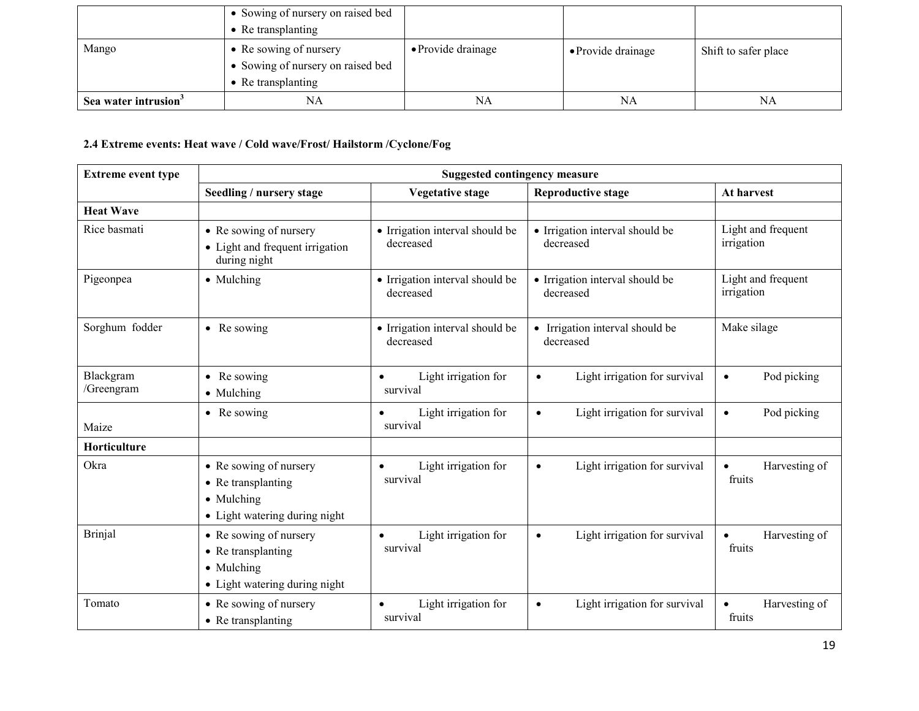| | • Sowing of nursery on raised bed<br>• Re transplanting | | | |
|---|---|---|---|---|
| Mango | • Re sowing of nursery<br>• Sowing of nursery on raised bed<br>• Re transplanting | • Provide drainage | • Provide drainage | Shift to safer place |
| **Sea water intrusion**[3] | NA | NA | NA | NA |

### 2.4 Extreme events: Heat wave / Cold wave/Frost/ Hailstorm /Cyclone/Fog

| Extreme event type | Suggested contingency measure | | | |
|---|---|---|---|---|
| | **Seedling / nursery stage** | **Vegetative stage** | **Reproductive stage** | **At harvest** |
| **Heat Wave** | | | | |
| Rice basmati | • Re sowing of nursery<br>• Light and frequent irrigation during night | • Irrigation interval should be decreased | • Irrigation interval should be decreased | Light and frequent irrigation |
| Pigeonpea | • Mulching | • Irrigation interval should be decreased | • Irrigation interval should be decreased | Light and frequent irrigation |
| Sorghum fodder | • Re sowing | • Irrigation interval should be decreased | • Irrigation interval should be decreased | Make silage |
| Blackgram /Greengram | • Re sowing<br>• Mulching | • Light irrigation for survival | • Light irrigation for survival | • Pod picking |
| Maize | • Re sowing | • Light irrigation for survival | • Light irrigation for survival | • Pod picking |
| **Horticulture** | | | | |
| Okra | • Re sowing of nursery<br>• Re transplanting<br>• Mulching<br>• Light watering during night | • Light irrigation for survival | • Light irrigation for survival | • Harvesting of fruits |
| Brinjal | • Re sowing of nursery<br>• Re transplanting<br>• Mulching<br>• Light watering during night | • Light irrigation for survival | • Light irrigation for survival | • Harvesting of fruits |
| Tomato | • Re sowing of nursery<br>• Re transplanting | • Light irrigation for survival | • Light irrigation for survival | • Harvesting of fruits |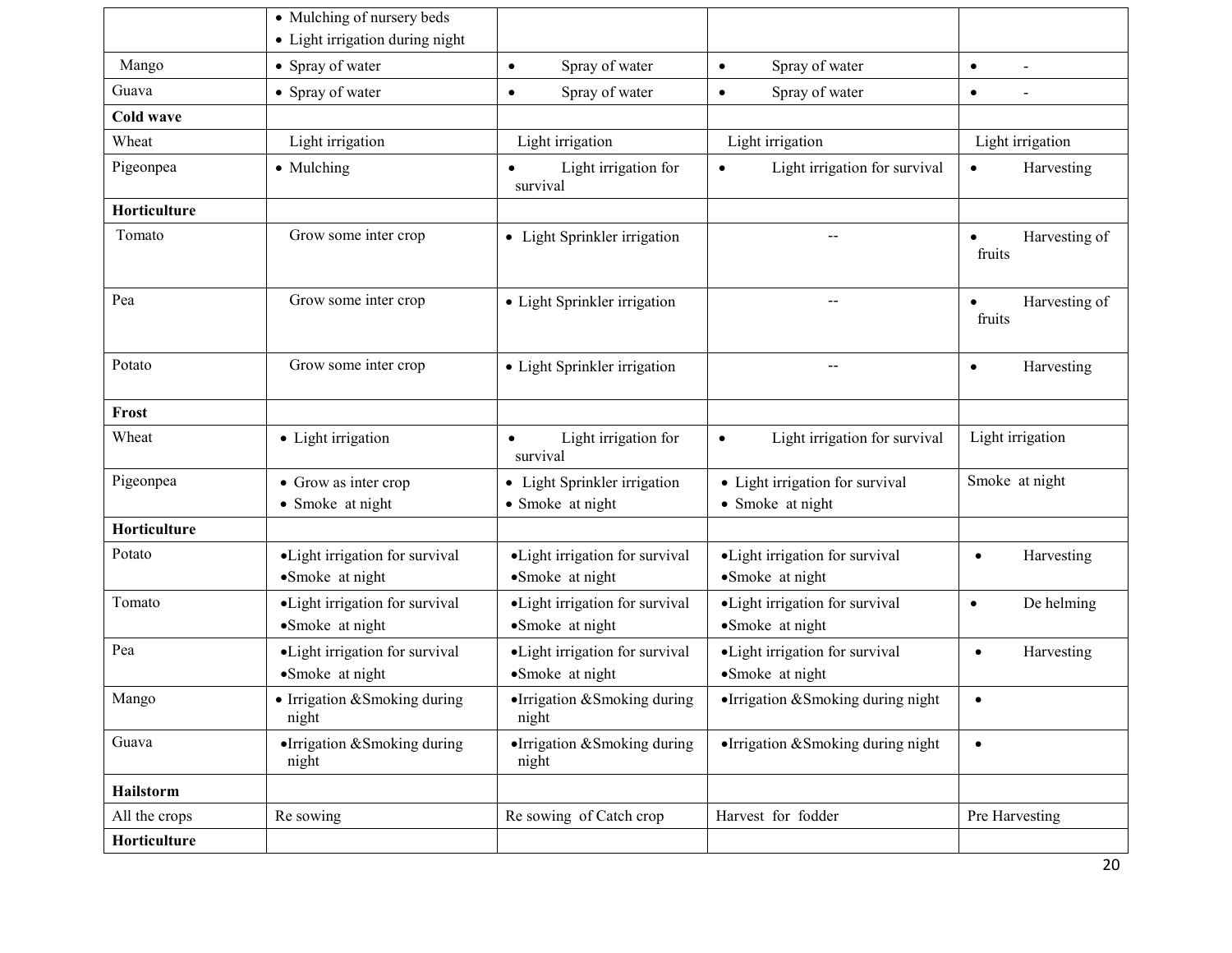| | | | | |
|---|---|---|---|---|
| | • Mulching of nursery beds<br>• Light irrigation during night | | | |
| Mango | • Spray of water | • Spray of water | • Spray of water | • - |
| Guava | • Spray of water | • Spray of water | • Spray of water | • - |
| **Cold wave** | | | | |
| Wheat | Light irrigation | Light irrigation | Light irrigation | Light irrigation |
| Pigeonpea | • Mulching | • Light irrigation for survival | • Light irrigation for survival | • Harvesting |
| **Horticulture** | | | | |
| Tomato | Grow some inter crop | • Light Sprinkler irrigation | -- | • Harvesting of fruits |
| Pea | Grow some inter crop | • Light Sprinkler irrigation | -- | • Harvesting of fruits |
| Potato | Grow some inter crop | • Light Sprinkler irrigation | -- | • Harvesting |
| **Frost** | | | | |
| Wheat | • Light irrigation | • Light irrigation for survival | • Light irrigation for survival | Light irrigation |
| Pigeonpea | • Grow as inter crop<br>• Smoke at night | • Light Sprinkler irrigation<br>• Smoke at night | • Light irrigation for survival<br>• Smoke at night | Smoke at night |
| **Horticulture** | | | | |
| Potato | • Light irrigation for survival<br>• Smoke at night | • Light irrigation for survival<br>• Smoke at night | • Light irrigation for survival<br>• Smoke at night | • Harvesting |
| Tomato | • Light irrigation for survival<br>• Smoke at night | • Light irrigation for survival<br>• Smoke at night | • Light irrigation for survival<br>• Smoke at night | • De helming |
| Pea | • Light irrigation for survival<br>• Smoke at night | • Light irrigation for survival<br>• Smoke at night | • Light irrigation for survival<br>• Smoke at night | • Harvesting |
| Mango | • Irrigation &Smoking during night | • Irrigation &Smoking during night | • Irrigation &Smoking during night | • |
| Guava | • Irrigation &Smoking during night | • Irrigation &Smoking during night | • Irrigation &Smoking during night | • |
| **Hailstorm** | | | | |
| All the crops | Re sowing | Re sowing of Catch crop | Harvest for fodder | Pre Harvesting |
| **Horticulture** | | | | |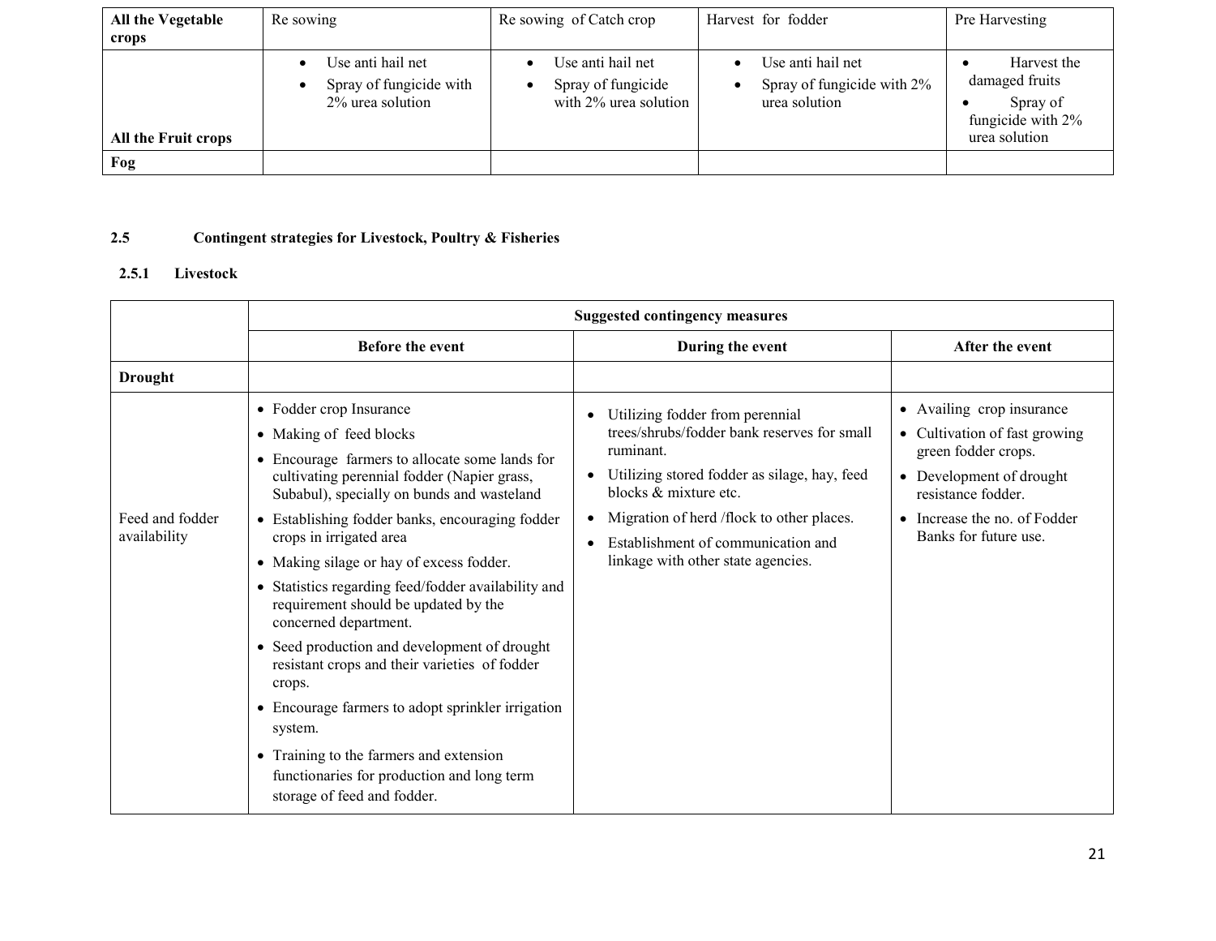| All the Vegetable crops | Re sowing | Re sowing of Catch crop | Harvest for fodder | Pre Harvesting |
|---|---|---|---|---|
| All the Fruit crops | • Use anti hail net<br>• Spray of fungicide with 2% urea solution | • Use anti hail net<br>• Spray of fungicide with 2% urea solution | • Use anti hail net<br>• Spray of fungicide with 2% urea solution | • Harvest the damaged fruits<br>• Spray of fungicide with 2% urea solution |
| **Fog** | | | | |

### 2.5 Contingent strategies for Livestock, Poultry & Fisheries

#### 2.5.1 Livestock

| | Suggested contingency measures | | |
|---|---|---|---|
| | **Before the event** | **During the event** | **After the event** |
| **Drought** | | | |
| Feed and fodder availability | • Fodder crop Insurance<br>• Making of feed blocks<br>• Encourage farmers to allocate some lands for cultivating perennial fodder (Napier grass, Subabul), specially on bunds and wasteland<br>• Establishing fodder banks, encouraging fodder crops in irrigated area<br>• Making silage or hay of excess fodder.<br>• Statistics regarding feed/fodder availability and requirement should be updated by the concerned department.<br>• Seed production and development of drought resistant crops and their varieties of fodder crops.<br>• Encourage farmers to adopt sprinkler irrigation system.<br>• Training to the farmers and extension functionaries for production and long term storage of feed and fodder. | • Utilizing fodder from perennial trees/shrubs/fodder bank reserves for small ruminant.<br>• Utilizing stored fodder as silage, hay, feed blocks & mixture etc.<br>• Migration of herd /flock to other places.<br>• Establishment of communication and linkage with other state agencies. | • Availing crop insurance<br>• Cultivation of fast growing green fodder crops.<br>• Development of drought resistance fodder.<br>• Increase the no. of Fodder Banks for future use. |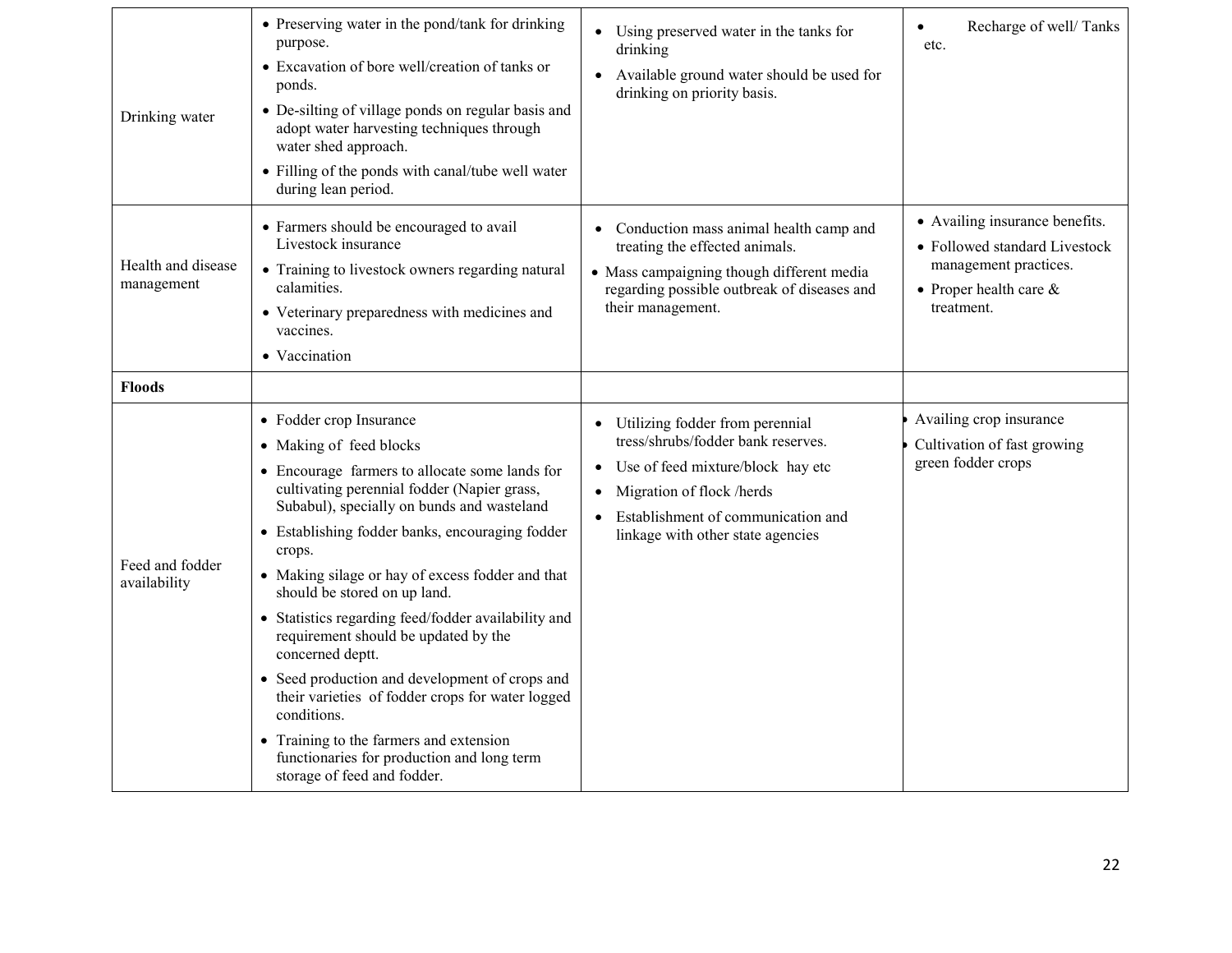| | | | |
|---|---|---|---|
| Drinking water | • Preserving water in the pond/tank for drinking purpose.<br>• Excavation of bore well/creation of tanks or ponds.<br>• De-silting of village ponds on regular basis and adopt water harvesting techniques through water shed approach.<br>• Filling of the ponds with canal/tube well water during lean period. | • Using preserved water in the tanks for drinking<br>• Available ground water should be used for drinking on priority basis. | • Recharge of well/ Tanks etc. |
| Health and disease management | • Farmers should be encouraged to avail Livestock insurance<br>• Training to livestock owners regarding natural calamities.<br>• Veterinary preparedness with medicines and vaccines.<br>• Vaccination | • Conduction mass animal health camp and treating the effected animals.<br>• Mass campaigning though different media regarding possible outbreak of diseases and their management. | • Availing insurance benefits.<br>• Followed standard Livestock management practices.<br>• Proper health care & treatment. |
| **Floods** | | | |
| Feed and fodder availability | • Fodder crop Insurance<br>• Making of feed blocks<br>• Encourage farmers to allocate some lands for cultivating perennial fodder (Napier grass, Subabul), specially on bunds and wasteland<br>• Establishing fodder banks, encouraging fodder crops.<br>• Making silage or hay of excess fodder and that should be stored on up land.<br>• Statistics regarding feed/fodder availability and requirement should be updated by the concerned deptt.<br>• Seed production and development of crops and their varieties of fodder crops for water logged conditions.<br>• Training to the farmers and extension functionaries for production and long term storage of feed and fodder. | • Utilizing fodder from perennial tress/shrubs/fodder bank reserves.<br>• Use of feed mixture/block hay etc<br>• Migration of flock /herds<br>• Establishment of communication and linkage with other state agencies | • Availing crop insurance<br>• Cultivation of fast growing green fodder crops |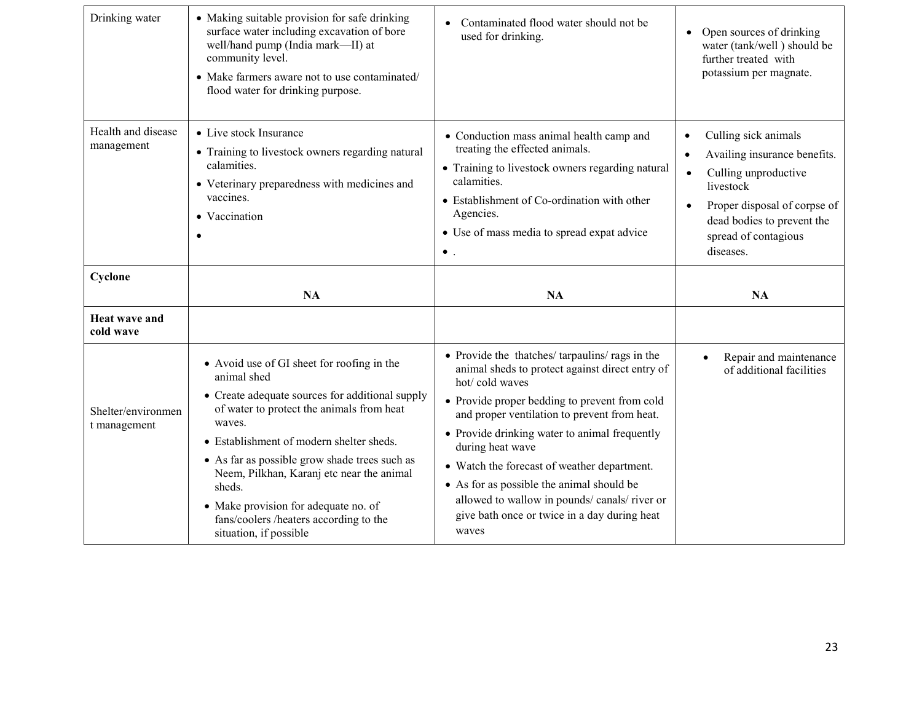| Drinking water | • Making suitable provision for safe drinking surface water including excavation of bore well/hand pump (India mark—II) at community level.<br>• Make farmers aware not to use contaminated/ flood water for drinking purpose. | • Contaminated flood water should not be used for drinking. | • Open sources of drinking water (tank/well ) should be further treated with potassium per magnate. |
|---|---|---|---|
| Health and disease management | • Live stock Insurance<br>• Training to livestock owners regarding natural calamities.<br>• Veterinary preparedness with medicines and vaccines.<br>• Vaccination<br>• | • Conduction mass animal health camp and treating the effected animals.<br>• Training to livestock owners regarding natural calamities.<br>• Establishment of Co-ordination with other Agencies.<br>• Use of mass media to spread expat advice<br>• . | • Culling sick animals<br>• Availing insurance benefits.<br>• Culling unproductive livestock<br>• Proper disposal of corpse of dead bodies to prevent the spread of contagious diseases. |
| **Cyclone** | **NA** | **NA** | **NA** |
| **Heat wave and cold wave** | | | |
| Shelter/environment management | • Avoid use of GI sheet for roofing in the animal shed<br>• Create adequate sources for additional supply of water to protect the animals from heat waves.<br>• Establishment of modern shelter sheds.<br>• As far as possible grow shade trees such as Neem, Pilkhan, Karanj etc near the animal sheds.<br>• Make provision for adequate no. of fans/coolers /heaters according to the situation, if possible | • Provide the thatches/ tarpaulins/ rags in the animal sheds to protect against direct entry of hot/ cold waves<br>• Provide proper bedding to prevent from cold and proper ventilation to prevent from heat.<br>• Provide drinking water to animal frequently during heat wave<br>• Watch the forecast of weather department.<br>• As for as possible the animal should be allowed to wallow in pounds/ canals/ river or give bath once or twice in a day during heat waves | • Repair and maintenance of additional facilities |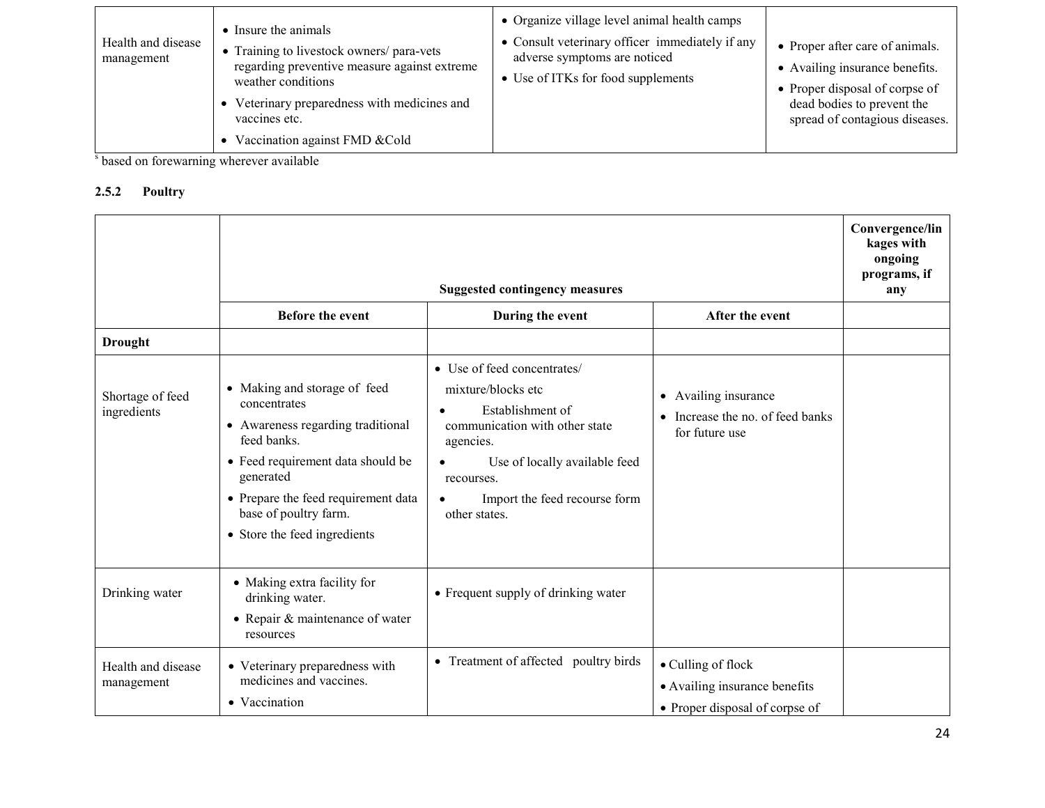| Health and disease management | • Insure the animals<br>• Training to livestock owners/ para-vets regarding preventive measure against extreme weather conditions<br>• Veterinary preparedness with medicines and vaccines etc.<br>• Vaccination against FMD &Cold | • Organize village level animal health camps<br>• Consult veterinary officer immediately if any adverse symptoms are noticed<br>• Use of ITKs for food supplements | • Proper after care of animals.<br>• Availing insurance benefits.<br>• Proper disposal of corpse of dead bodies to prevent the spread of contagious diseases. |
|---|---|---|---|

$ based on forewarning wherever available

### 2.5.2 Poultry

| | Suggested contingency measures | | | Convergence/linkages with ongoing programs, if any |
|---|---|---|---|---|
| | Before the event | During the event | After the event | |
| **Drought** | | | | |
| Shortage of feed ingredients | • Making and storage of feed concentrates<br>• Awareness regarding traditional feed banks.<br>• Feed requirement data should be generated<br>• Prepare the feed requirement data base of poultry farm.<br>• Store the feed ingredients | • Use of feed concentrates/ mixture/blocks etc<br>• Establishment of communication with other state agencies.<br>• Use of locally available feed recourses.<br>• Import the feed recourse form other states. | • Availing insurance<br>• Increase the no. of feed banks for future use | |
| Drinking water | • Making extra facility for drinking water.<br>• Repair & maintenance of water resources | • Frequent supply of drinking water | | |
| Health and disease management | • Veterinary preparedness with medicines and vaccines.<br>• Vaccination | • Treatment of affected poultry birds | • Culling of flock<br>• Availing insurance benefits<br>• Proper disposal of corpse of | |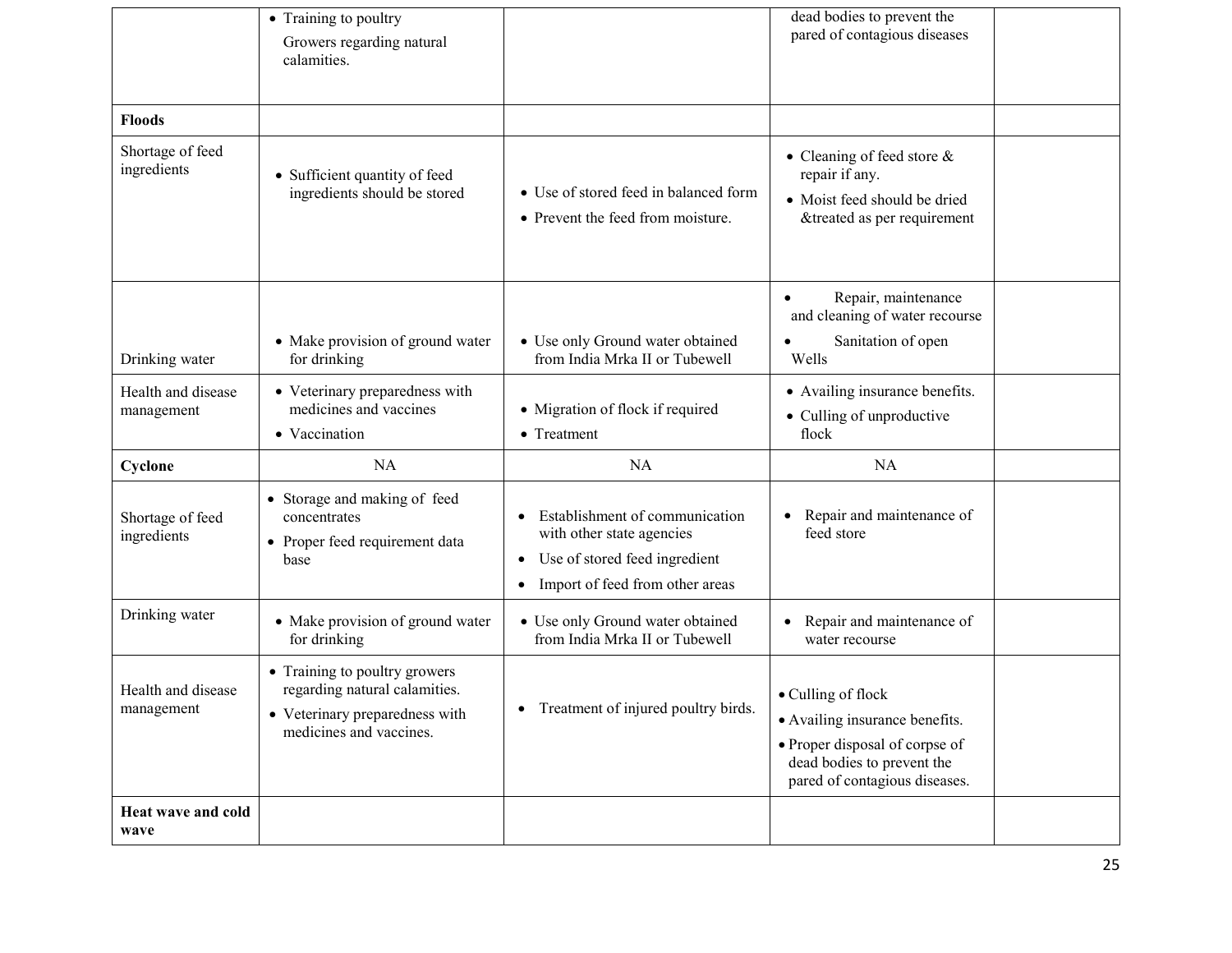| | | | | |
|---|---|---|---|---|
| | • Training to poultry Growers regarding natural calamities. | | dead bodies to prevent the pared of contagious diseases | |
| **Floods** | | | | |
| Shortage of feed ingredients | • Sufficient quantity of feed ingredients should be stored | • Use of stored feed in balanced form<br>• Prevent the feed from moisture. | • Cleaning of feed store & repair if any.<br>• Moist feed should be dried &treated as per requirement | |
| Drinking water | • Make provision of ground water for drinking | • Use only Ground water obtained from India Mrka II or Tubewell | • Repair, maintenance and cleaning of water recourse<br>• Sanitation of open Wells | |
| Health and disease management | • Veterinary preparedness with medicines and vaccines<br>• Vaccination | • Migration of flock if required<br>• Treatment | • Availing insurance benefits.<br>• Culling of unproductive flock | |
| **Cyclone** | NA | NA | NA | |
| Shortage of feed ingredients | • Storage and making of feed concentrates<br>• Proper feed requirement data base | • Establishment of communication with other state agencies<br>• Use of stored feed ingredient<br>• Import of feed from other areas | • Repair and maintenance of feed store | |
| Drinking water | • Make provision of ground water for drinking | • Use only Ground water obtained from India Mrka II or Tubewell | • Repair and maintenance of water recourse | |
| Health and disease management | • Training to poultry growers regarding natural calamities.<br>• Veterinary preparedness with medicines and vaccines. | • Treatment of injured poultry birds. | • Culling of flock<br>• Availing insurance benefits.<br>• Proper disposal of corpse of dead bodies to prevent the pared of contagious diseases. | |
| **Heat wave and cold wave** | | | | |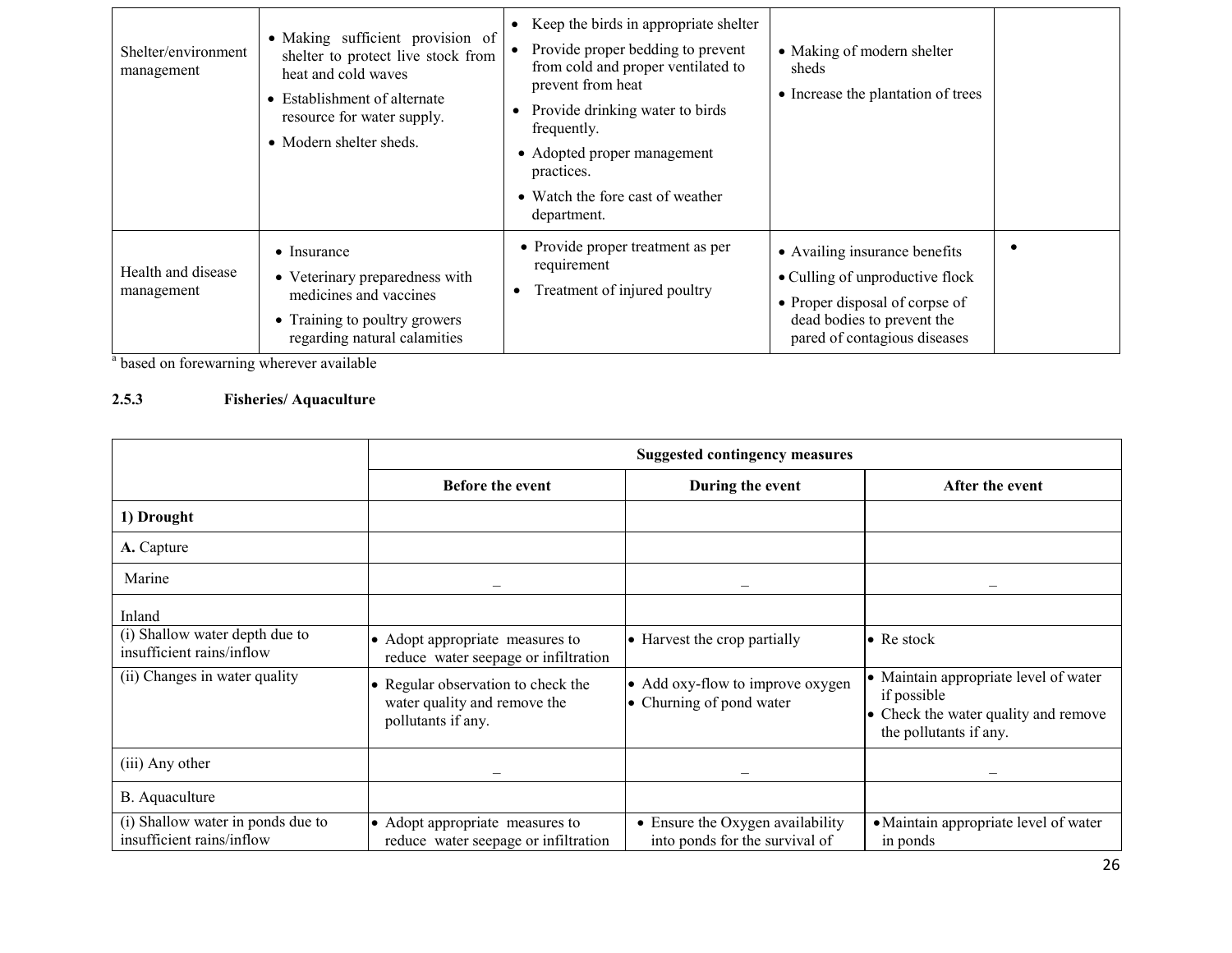| Shelter/environment management | • Making sufficient provision of shelter to protect live stock from heat and cold waves<br>• Establishment of alternate resource for water supply.<br>• Modern shelter sheds. | • Keep the birds in appropriate shelter<br>• Provide proper bedding to prevent from cold and proper ventilated to prevent from heat<br>• Provide drinking water to birds frequently.<br>• Adopted proper management practices.<br>• Watch the fore cast of weather department. | • Making of modern shelter sheds<br>• Increase the plantation of trees | |
|---|---|---|---|---|
| Health and disease management | • Insurance<br>• Veterinary preparedness with medicines and vaccines<br>• Training to poultry growers regarding natural calamities | • Provide proper treatment as per requirement<br>• Treatment of injured poultry | • Availing insurance benefits<br>• Culling of unproductive flock<br>• Proper disposal of corpse of dead bodies to prevent the pared of contagious diseases | • |

[a] based on forewarning wherever available

### 2.5.3 Fisheries/ Aquaculture

| | Suggested contingency measures | | |
|---|---|---|---|
| | **Before the event** | **During the event** | **After the event** |
| **1) Drought** | | | |
| **A.** Capture | | | |
| Marine | – | – | – |
| Inland | | | |
| (i) Shallow water depth due to insufficient rains/inflow | • Adopt appropriate measures to reduce water seepage or infiltration | • Harvest the crop partially | • Re stock |
| (ii) Changes in water quality | • Regular observation to check the water quality and remove the pollutants if any. | • Add oxy-flow to improve oxygen<br>• Churning of pond water | • Maintain appropriate level of water if possible<br>• Check the water quality and remove the pollutants if any. |
| (iii) Any other | – | – | – |
| B. Aquaculture | | | |
| (i) Shallow water in ponds due to insufficient rains/inflow | • Adopt appropriate measures to reduce water seepage or infiltration | • Ensure the Oxygen availability into ponds for the survival of | • Maintain appropriate level of water in ponds |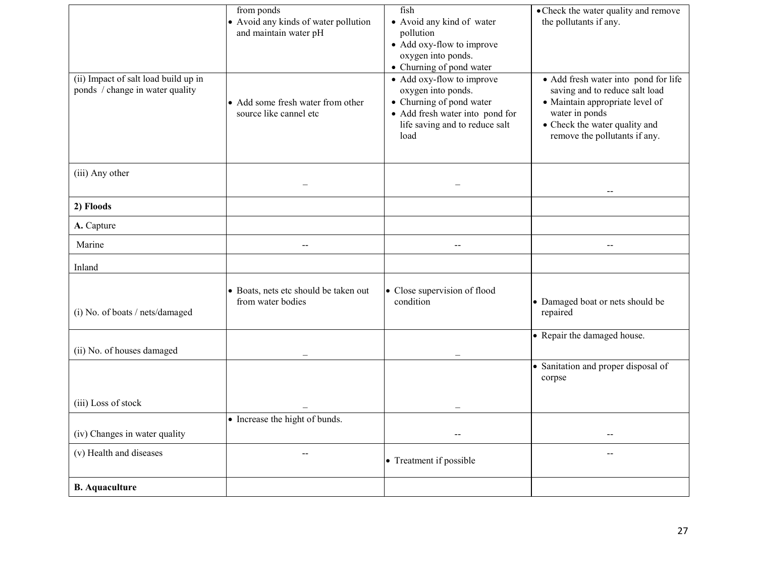| | | | |
|---|---|---|---|
| | from ponds<br>• Avoid any kinds of water pollution and maintain water pH | fish<br>• Avoid any kind of water pollution<br>• Add oxy-flow to improve oxygen into ponds.<br>• Churning of pond water | • Check the water quality and remove the pollutants if any. |
| (ii) Impact of salt load build up in ponds / change in water quality | • Add some fresh water from other source like cannel etc | • Add oxy-flow to improve oxygen into ponds.<br>• Churning of pond water<br>• Add fresh water into pond for life saving and to reduce salt load | • Add fresh water into pond for life saving and to reduce salt load<br>• Maintain appropriate level of water in ponds<br>• Check the water quality and remove the pollutants if any. |
| (iii) Any other | _ | _ | -- |
| **2) Floods** | | | |
| **A.** Capture | | | |
| Marine | -- | -- | -- |
| Inland | | | |
| (i) No. of boats / nets/damaged | • Boats, nets etc should be taken out from water bodies | • Close supervision of flood condition | • Damaged boat or nets should be repaired |
| (ii) No. of houses damaged | _ | _ | • Repair the damaged house. |
| (iii) Loss of stock | _ | _ | • Sanitation and proper disposal of corpse |
| (iv) Changes in water quality | • Increase the hight of bunds. | -- | -- |
| (v) Health and diseases | -- | • Treatment if possible | -- |
| **B. Aquaculture** | | | |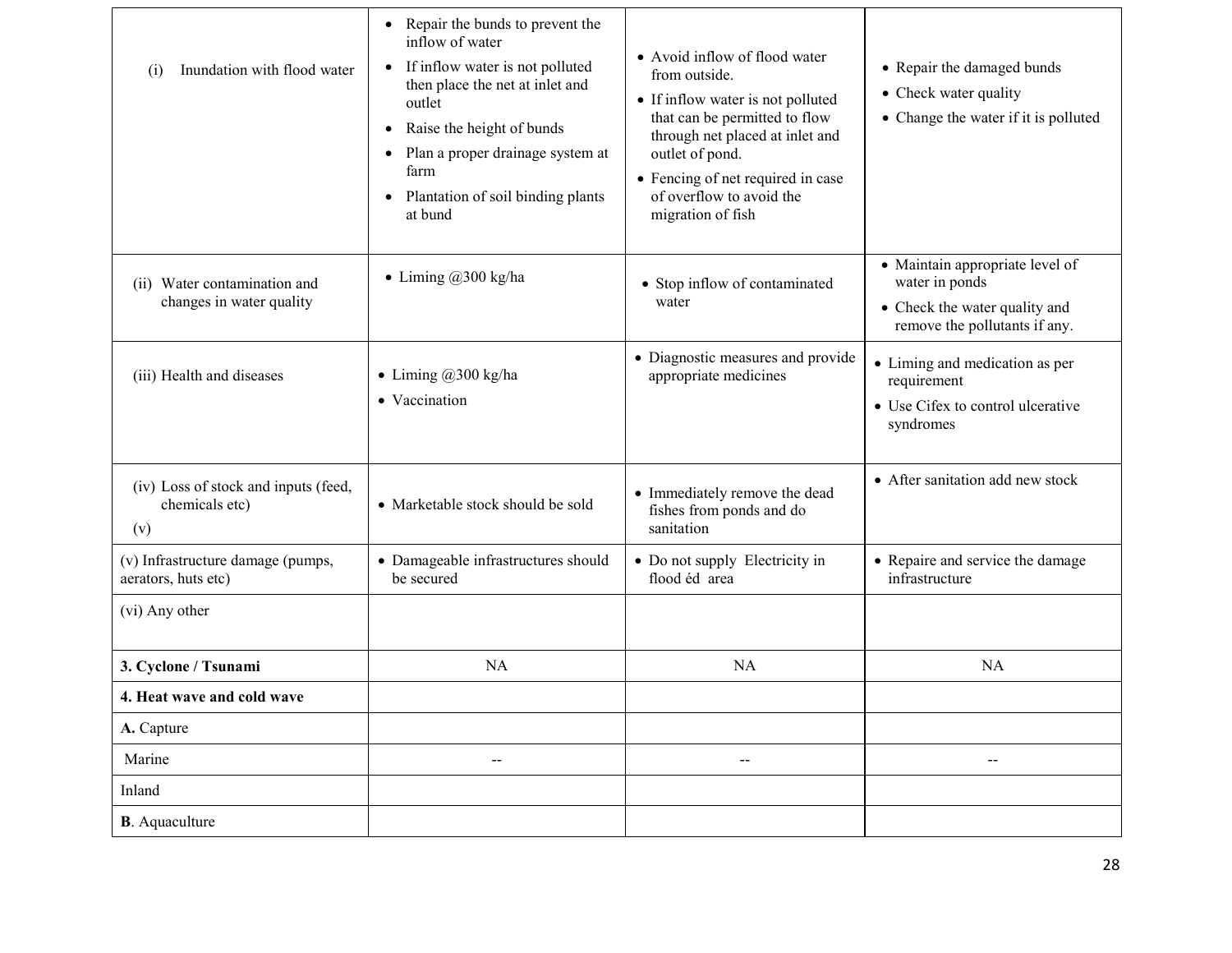| | | | |
|---|---|---|---|
| (i) Inundation with flood water | • Repair the bunds to prevent the inflow of water<br>• If inflow water is not polluted then place the net at inlet and outlet<br>• Raise the height of bunds<br>• Plan a proper drainage system at farm<br>• Plantation of soil binding plants at bund | • Avoid inflow of flood water from outside.<br>• If inflow water is not polluted that can be permitted to flow through net placed at inlet and outlet of pond.<br>• Fencing of net required in case of overflow to avoid the migration of fish | • Repair the damaged bunds<br>• Check water quality<br>• Change the water if it is polluted |
| (ii) Water contamination and changes in water quality | • Liming @300 kg/ha | • Stop inflow of contaminated water | • Maintain appropriate level of water in ponds<br>• Check the water quality and remove the pollutants if any. |
| (iii) Health and diseases | • Liming @300 kg/ha<br>• Vaccination | • Diagnostic measures and provide appropriate medicines | • Liming and medication as per requirement<br>• Use Cifex to control ulcerative syndromes |
| (iv) Loss of stock and inputs (feed, chemicals etc)<br>(v) | • Marketable stock should be sold | • Immediately remove the dead fishes from ponds and do sanitation | • After sanitation add new stock |
| (v) Infrastructure damage (pumps, aerators, huts etc) | • Damageable infrastructures should be secured | • Do not supply Electricity in flood éd area | • Repaire and service the damage infrastructure |
| (vi) Any other | | | |
| **3. Cyclone / Tsunami** | NA | NA | NA |
| **4. Heat wave and cold wave** | | | |
| **A.** Capture | | | |
| Marine | -- | -- | -- |
| Inland | | | |
| **B**. Aquaculture | | | |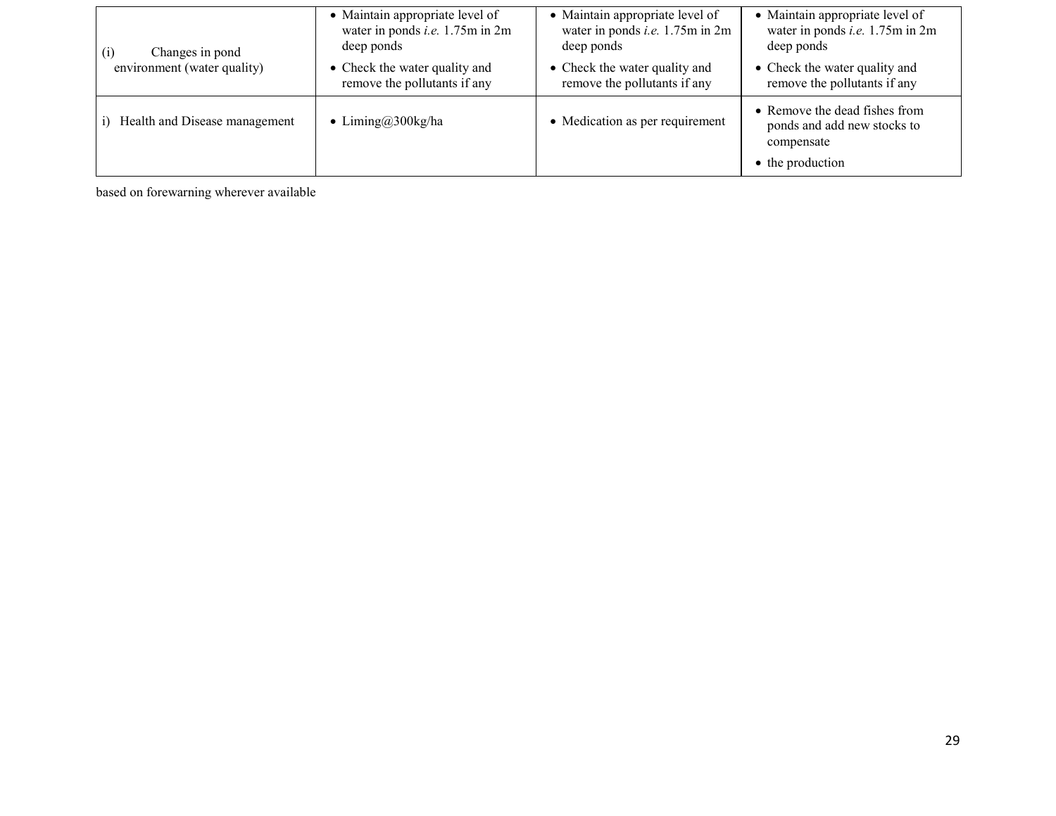| | | | |
|---|---|---|---|
| (i) Changes in pond environment (water quality) | • Maintain appropriate level of water in ponds *i.e.* 1.75m in 2m deep ponds<br>• Check the water quality and remove the pollutants if any | • Maintain appropriate level of water in ponds *i.e.* 1.75m in 2m deep ponds<br>• Check the water quality and remove the pollutants if any | • Maintain appropriate level of water in ponds *i.e.* 1.75m in 2m deep ponds<br>• Check the water quality and remove the pollutants if any |
| i) Health and Disease management | • Liming@300kg/ha | • Medication as per requirement | • Remove the dead fishes from ponds and add new stocks to compensate<br>• the production |

based on forewarning wherever available